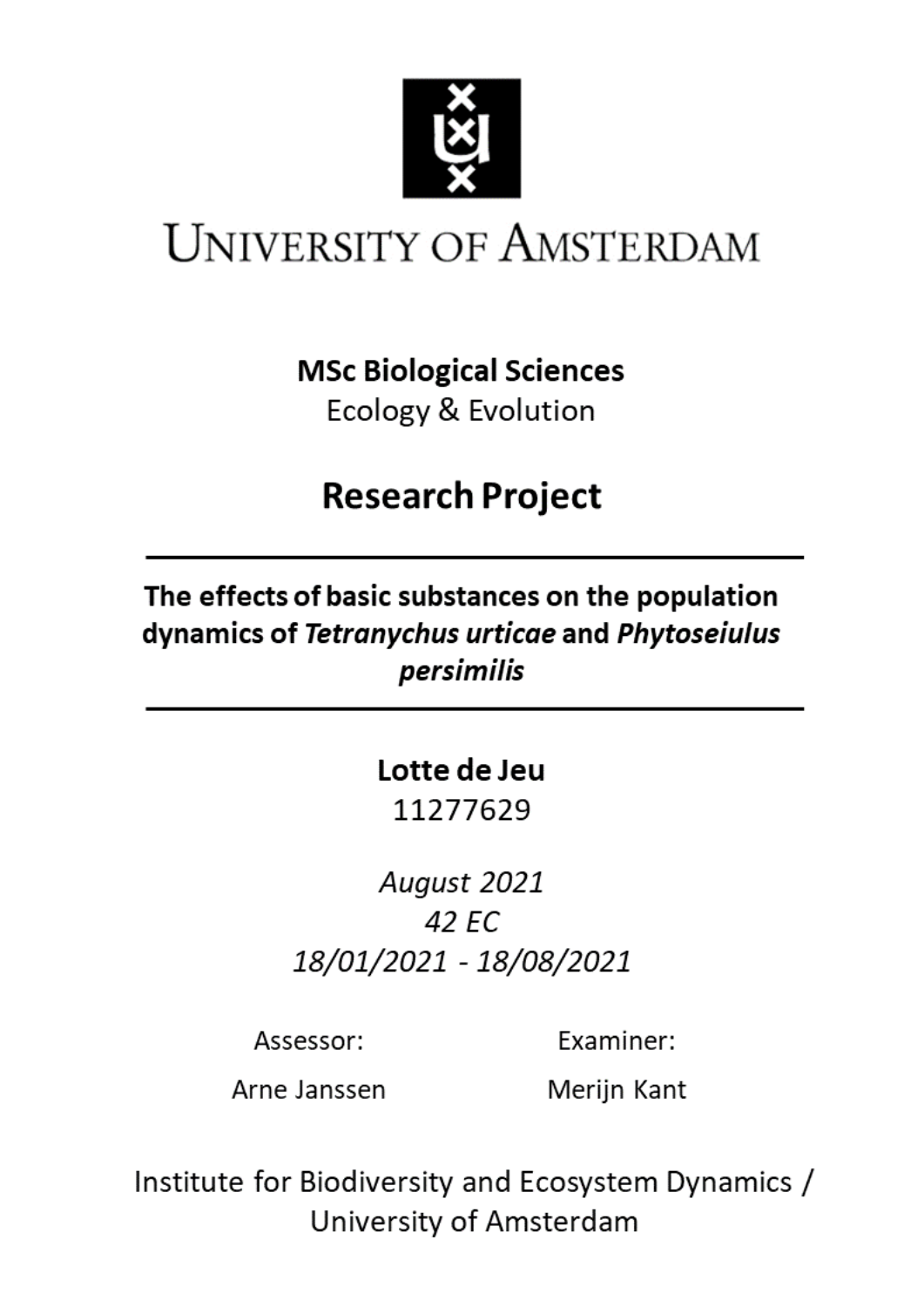UNIVERSITY OF AMSTERDAM

**MSc Biological Sciences**
Ecology & Evolution

## Research Project

---

# The effects of basic substances on the population dynamics of *Tetranychus urticae* and *Phytoseiulus persimilis*

---

**Lotte de Jeu**
11277629

*August 2021*
*42 EC*
*18/01/2021 - 18/08/2021*

| Assessor: | Examiner: |
|---|---|
| Arne Janssen | Merijn Kant |

Institute for Biodiversity and Ecosystem Dynamics / University of Amsterdam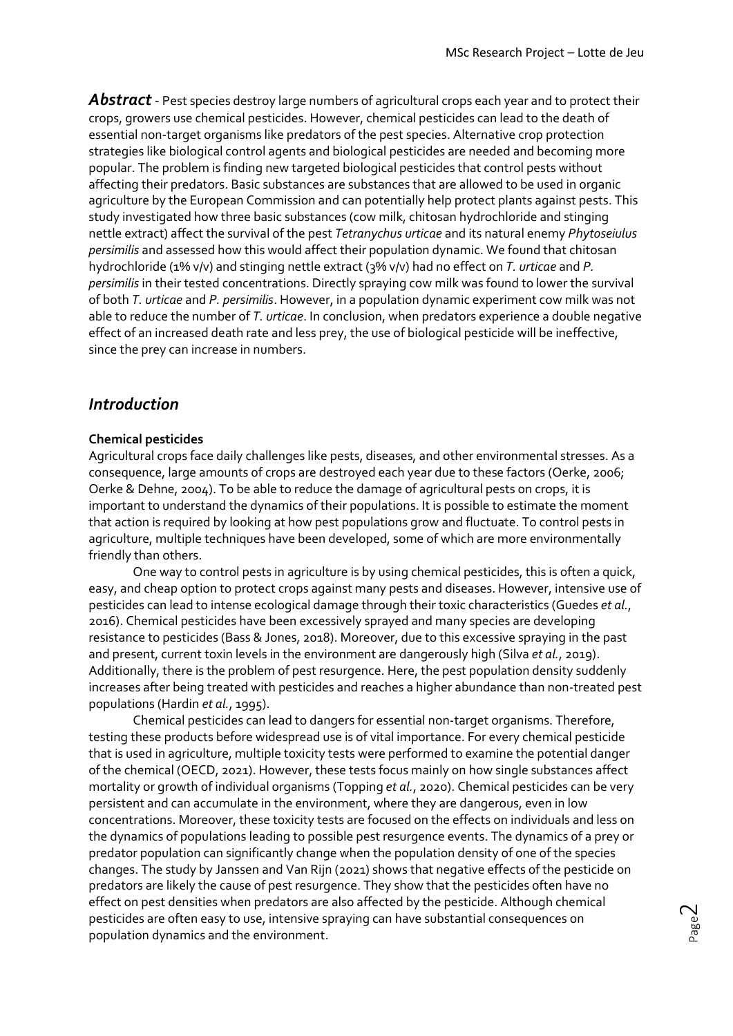***Abstract*** - Pest species destroy large numbers of agricultural crops each year and to protect their crops, growers use chemical pesticides. However, chemical pesticides can lead to the death of essential non-target organisms like predators of the pest species. Alternative crop protection strategies like biological control agents and biological pesticides are needed and becoming more popular. The problem is finding new targeted biological pesticides that control pests without affecting their predators. Basic substances are substances that are allowed to be used in organic agriculture by the European Commission and can potentially help protect plants against pests. This study investigated how three basic substances (cow milk, chitosan hydrochloride and stinging nettle extract) affect the survival of the pest *Tetranychus urticae* and its natural enemy *Phytoseiulus persimilis* and assessed how this would affect their population dynamic. We found that chitosan hydrochloride (1% v/v) and stinging nettle extract (3% v/v) had no effect on *T. urticae* and *P. persimilis* in their tested concentrations. Directly spraying cow milk was found to lower the survival of both *T. urticae* and *P. persimilis*. However, in a population dynamic experiment cow milk was not able to reduce the number of *T. urticae*. In conclusion, when predators experience a double negative effect of an increased death rate and less prey, the use of biological pesticide will be ineffective, since the prey can increase in numbers.

## *Introduction*

**Chemical pesticides**

Agricultural crops face daily challenges like pests, diseases, and other environmental stresses. As a consequence, large amounts of crops are destroyed each year due to these factors (Oerke, 2006; Oerke & Dehne, 2004). To be able to reduce the damage of agricultural pests on crops, it is important to understand the dynamics of their populations. It is possible to estimate the moment that action is required by looking at how pest populations grow and fluctuate. To control pests in agriculture, multiple techniques have been developed, some of which are more environmentally friendly than others.

One way to control pests in agriculture is by using chemical pesticides, this is often a quick, easy, and cheap option to protect crops against many pests and diseases. However, intensive use of pesticides can lead to intense ecological damage through their toxic characteristics (Guedes *et al.*, 2016). Chemical pesticides have been excessively sprayed and many species are developing resistance to pesticides (Bass & Jones, 2018). Moreover, due to this excessive spraying in the past and present, current toxin levels in the environment are dangerously high (Silva *et al.*, 2019). Additionally, there is the problem of pest resurgence. Here, the pest population density suddenly increases after being treated with pesticides and reaches a higher abundance than non-treated pest populations (Hardin *et al.*, 1995).

Chemical pesticides can lead to dangers for essential non-target organisms. Therefore, testing these products before widespread use is of vital importance. For every chemical pesticide that is used in agriculture, multiple toxicity tests were performed to examine the potential danger of the chemical (OECD, 2021). However, these tests focus mainly on how single substances affect mortality or growth of individual organisms (Topping *et al.*, 2020). Chemical pesticides can be very persistent and can accumulate in the environment, where they are dangerous, even in low concentrations. Moreover, these toxicity tests are focused on the effects on individuals and less on the dynamics of populations leading to possible pest resurgence events. The dynamics of a prey or predator population can significantly change when the population density of one of the species changes. The study by Janssen and Van Rijn (2021) shows that negative effects of the pesticide on predators are likely the cause of pest resurgence. They show that the pesticides often have no effect on pest densities when predators are also affected by the pesticide. Although chemical pesticides are often easy to use, intensive spraying can have substantial consequences on population dynamics and the environment.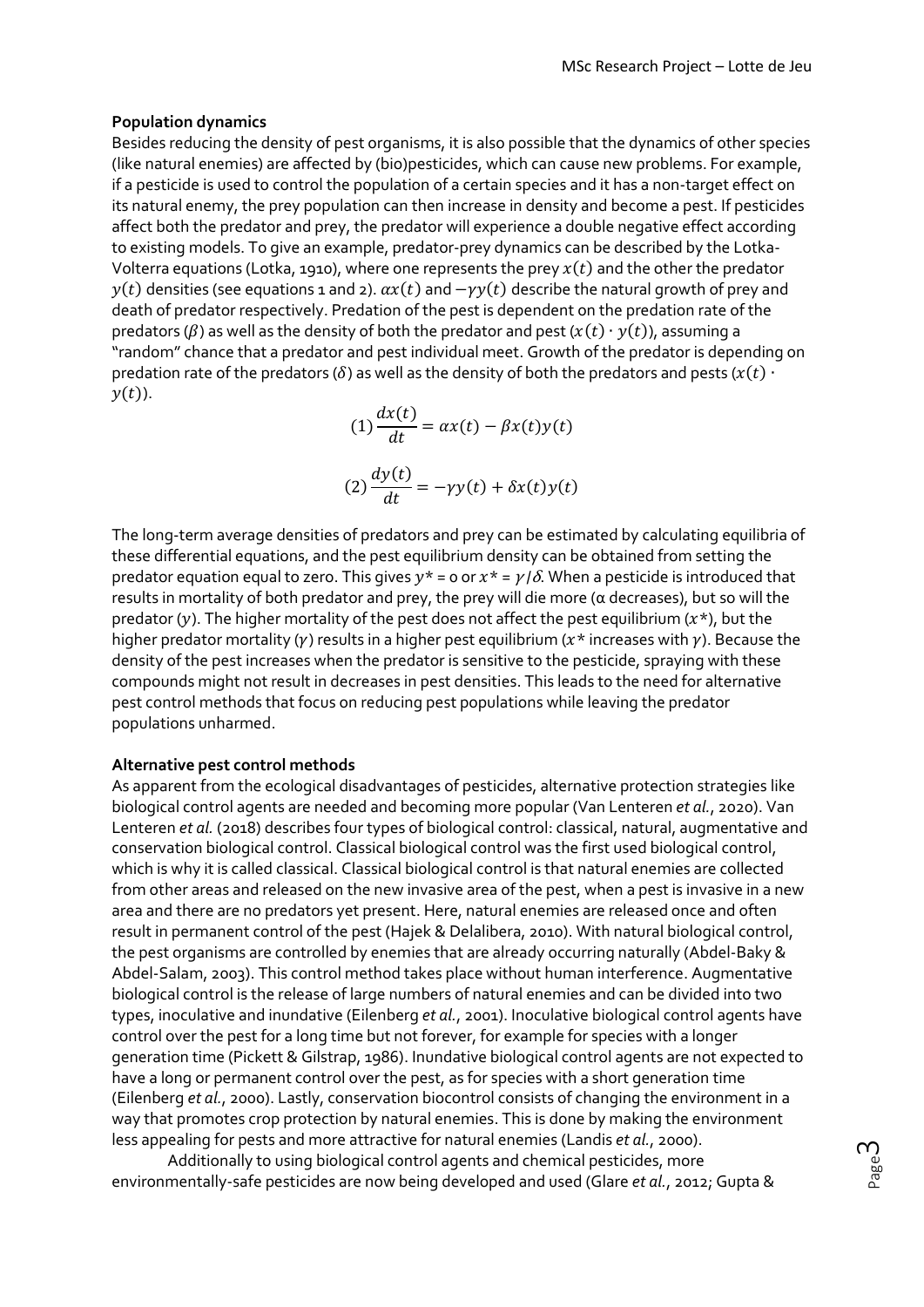**Population dynamics**

Besides reducing the density of pest organisms, it is also possible that the dynamics of other species (like natural enemies) are affected by (bio)pesticides, which can cause new problems. For example, if a pesticide is used to control the population of a certain species and it has a non-target effect on its natural enemy, the prey population can then increase in density and become a pest. If pesticides affect both the predator and prey, the predator will experience a double negative effect according to existing models. To give an example, predator-prey dynamics can be described by the Lotka-Volterra equations (Lotka, 1910), where one represents the prey $x(t)$ and the other the predator $y(t)$ densities (see equations 1 and 2). $\alpha x(t)$ and $-\gamma y(t)$ describe the natural growth of prey and death of predator respectively. Predation of the pest is dependent on the predation rate of the predators ($\beta$) as well as the density of both the predator and pest ($x(t) \cdot y(t)$), assuming a "random" chance that a predator and pest individual meet. Growth of the predator is depending on predation rate of the predators ($\delta$) as well as the density of both the predators and pests ($x(t) \cdot y(t)$).

$$(1)\ \frac{dx(t)}{dt} = \alpha x(t) - \beta x(t)y(t)$$

$$(2)\ \frac{dy(t)}{dt} = -\gamma y(t) + \delta x(t)y(t)$$

The long-term average densities of predators and prey can be estimated by calculating equilibria of these differential equations, and the pest equilibrium density can be obtained from setting the predator equation equal to zero. This gives $y^* = 0$ or $x^* = \gamma/\delta$. When a pesticide is introduced that results in mortality of both predator and prey, the prey will die more ($\alpha$ decreases), but so will the predator ($y$). The higher mortality of the pest does not affect the pest equilibrium ($x^*$), but the higher predator mortality ($\gamma$) results in a higher pest equilibrium ($x^*$ increases with $\gamma$). Because the density of the pest increases when the predator is sensitive to the pesticide, spraying with these compounds might not result in decreases in pest densities. This leads to the need for alternative pest control methods that focus on reducing pest populations while leaving the predator populations unharmed.

**Alternative pest control methods**

As apparent from the ecological disadvantages of pesticides, alternative protection strategies like biological control agents are needed and becoming more popular (Van Lenteren *et al.*, 2020). Van Lenteren *et al.* (2018) describes four types of biological control: classical, natural, augmentative and conservation biological control. Classical biological control was the first used biological control, which is why it is called classical. Classical biological control is that natural enemies are collected from other areas and released on the new invasive area of the pest, when a pest is invasive in a new area and there are no predators yet present. Here, natural enemies are released once and often result in permanent control of the pest (Hajek & Delalibera, 2010). With natural biological control, the pest organisms are controlled by enemies that are already occurring naturally (Abdel-Baky & Abdel-Salam, 2003). This control method takes place without human interference. Augmentative biological control is the release of large numbers of natural enemies and can be divided into two types, inoculative and inundative (Eilenberg *et al.*, 2001). Inoculative biological control agents have control over the pest for a long time but not forever, for example for species with a longer generation time (Pickett & Gilstrap, 1986). Inundative biological control agents are not expected to have a long or permanent control over the pest, as for species with a short generation time (Eilenberg *et al.*, 2000). Lastly, conservation biocontrol consists of changing the environment in a way that promotes crop protection by natural enemies. This is done by making the environment less appealing for pests and more attractive for natural enemies (Landis *et al.*, 2000).

Additionally to using biological control agents and chemical pesticides, more environmentally-safe pesticides are now being developed and used (Glare *et al.*, 2012; Gupta &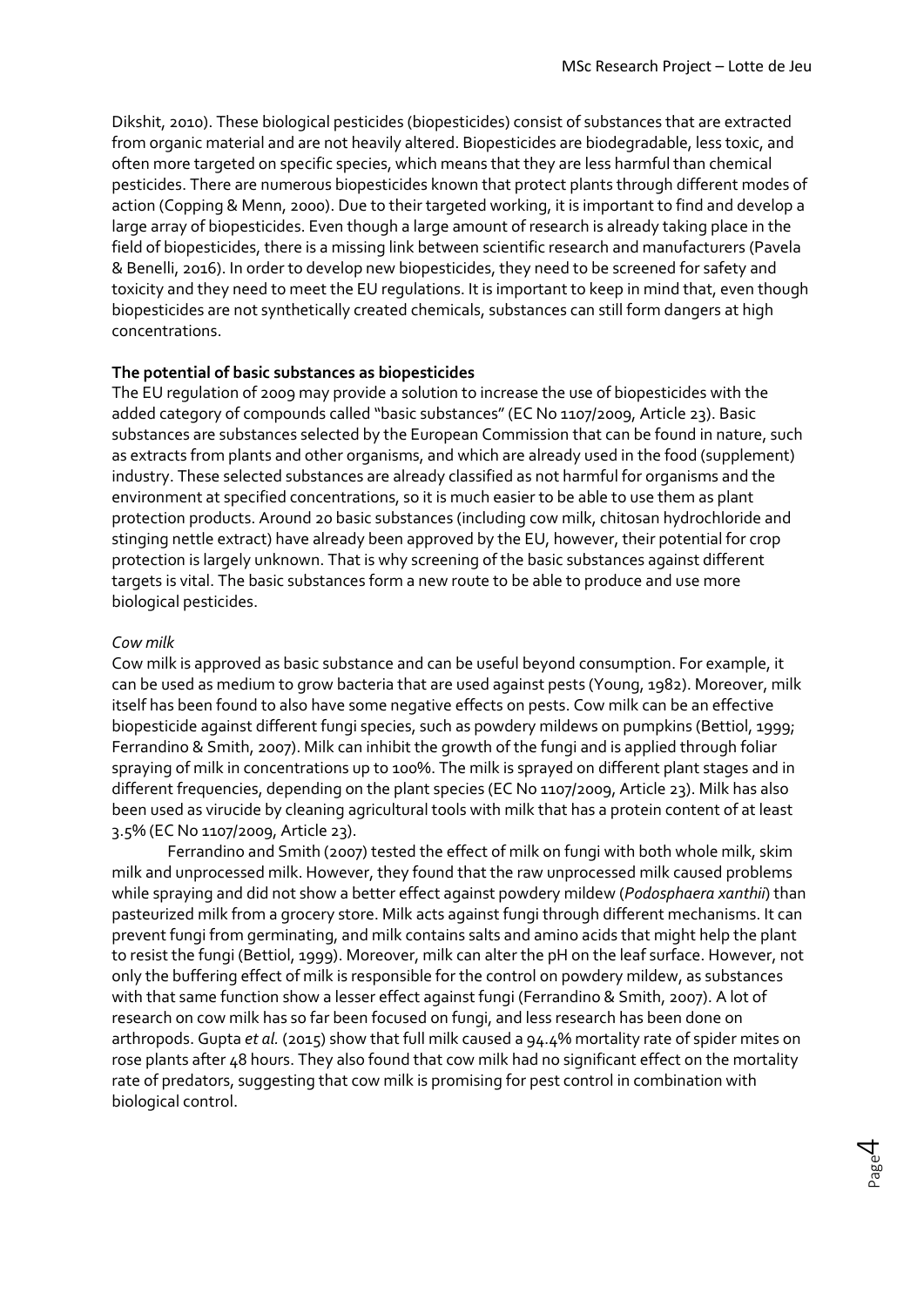Dikshit, 2010). These biological pesticides (biopesticides) consist of substances that are extracted from organic material and are not heavily altered. Biopesticides are biodegradable, less toxic, and often more targeted on specific species, which means that they are less harmful than chemical pesticides. There are numerous biopesticides known that protect plants through different modes of action (Copping & Menn, 2000). Due to their targeted working, it is important to find and develop a large array of biopesticides. Even though a large amount of research is already taking place in the field of biopesticides, there is a missing link between scientific research and manufacturers (Pavela & Benelli, 2016). In order to develop new biopesticides, they need to be screened for safety and toxicity and they need to meet the EU regulations. It is important to keep in mind that, even though biopesticides are not synthetically created chemicals, substances can still form dangers at high concentrations.

**The potential of basic substances as biopesticides**

The EU regulation of 2009 may provide a solution to increase the use of biopesticides with the added category of compounds called "basic substances" (EC No 1107/2009, Article 23). Basic substances are substances selected by the European Commission that can be found in nature, such as extracts from plants and other organisms, and which are already used in the food (supplement) industry. These selected substances are already classified as not harmful for organisms and the environment at specified concentrations, so it is much easier to be able to use them as plant protection products. Around 20 basic substances (including cow milk, chitosan hydrochloride and stinging nettle extract) have already been approved by the EU, however, their potential for crop protection is largely unknown. That is why screening of the basic substances against different targets is vital. The basic substances form a new route to be able to produce and use more biological pesticides.

*Cow milk*

Cow milk is approved as basic substance and can be useful beyond consumption. For example, it can be used as medium to grow bacteria that are used against pests (Young, 1982). Moreover, milk itself has been found to also have some negative effects on pests. Cow milk can be an effective biopesticide against different fungi species, such as powdery mildews on pumpkins (Bettiol, 1999; Ferrandino & Smith, 2007). Milk can inhibit the growth of the fungi and is applied through foliar spraying of milk in concentrations up to 100%. The milk is sprayed on different plant stages and in different frequencies, depending on the plant species (EC No 1107/2009, Article 23). Milk has also been used as virucide by cleaning agricultural tools with milk that has a protein content of at least 3.5% (EC No 1107/2009, Article 23).

Ferrandino and Smith (2007) tested the effect of milk on fungi with both whole milk, skim milk and unprocessed milk. However, they found that the raw unprocessed milk caused problems while spraying and did not show a better effect against powdery mildew (*Podosphaera xanthii*) than pasteurized milk from a grocery store. Milk acts against fungi through different mechanisms. It can prevent fungi from germinating, and milk contains salts and amino acids that might help the plant to resist the fungi (Bettiol, 1999). Moreover, milk can alter the pH on the leaf surface. However, not only the buffering effect of milk is responsible for the control on powdery mildew, as substances with that same function show a lesser effect against fungi (Ferrandino & Smith, 2007). A lot of research on cow milk has so far been focused on fungi, and less research has been done on arthropods. Gupta *et al.* (2015) show that full milk caused a 94.4% mortality rate of spider mites on rose plants after 48 hours. They also found that cow milk had no significant effect on the mortality rate of predators, suggesting that cow milk is promising for pest control in combination with biological control.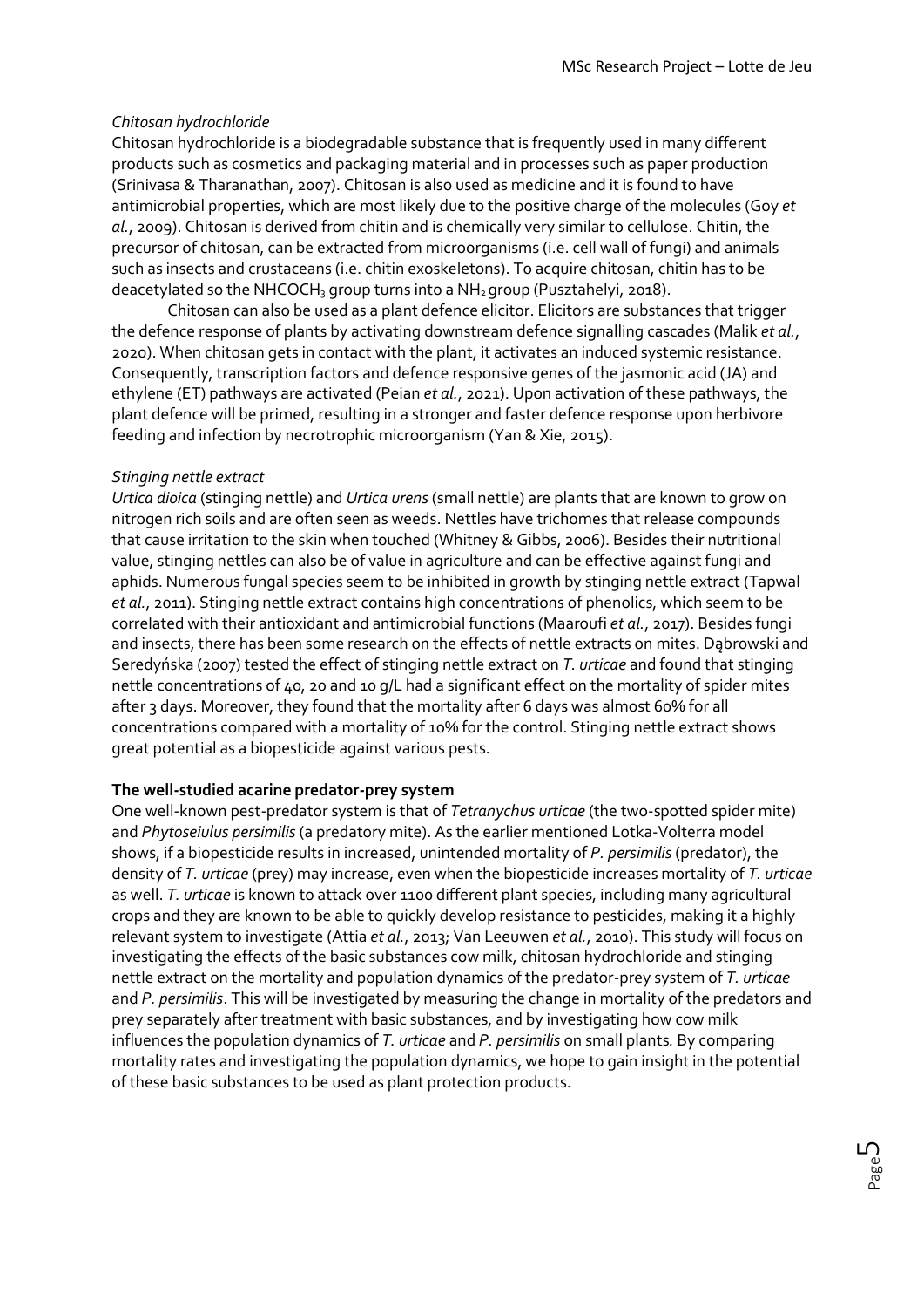*Chitosan hydrochloride*

Chitosan hydrochloride is a biodegradable substance that is frequently used in many different products such as cosmetics and packaging material and in processes such as paper production (Srinivasa & Tharanathan, 2007). Chitosan is also used as medicine and it is found to have antimicrobial properties, which are most likely due to the positive charge of the molecules (Goy *et al.*, 2009). Chitosan is derived from chitin and is chemically very similar to cellulose. Chitin, the precursor of chitosan, can be extracted from microorganisms (i.e. cell wall of fungi) and animals such as insects and crustaceans (i.e. chitin exoskeletons). To acquire chitosan, chitin has to be deacetylated so the $NHCOCH_3$ group turns into a $NH_2$ group (Pusztahelyi, 2018).

Chitosan can also be used as a plant defence elicitor. Elicitors are substances that trigger the defence response of plants by activating downstream defence signalling cascades (Malik *et al.*, 2020). When chitosan gets in contact with the plant, it activates an induced systemic resistance. Consequently, transcription factors and defence responsive genes of the jasmonic acid (JA) and ethylene (ET) pathways are activated (Peian *et al.*, 2021). Upon activation of these pathways, the plant defence will be primed, resulting in a stronger and faster defence response upon herbivore feeding and infection by necrotrophic microorganism (Yan & Xie, 2015).

*Stinging nettle extract*

*Urtica dioica* (stinging nettle) and *Urtica urens* (small nettle) are plants that are known to grow on nitrogen rich soils and are often seen as weeds. Nettles have trichomes that release compounds that cause irritation to the skin when touched (Whitney & Gibbs, 2006). Besides their nutritional value, stinging nettles can also be of value in agriculture and can be effective against fungi and aphids. Numerous fungal species seem to be inhibited in growth by stinging nettle extract (Tapwal *et al.*, 2011). Stinging nettle extract contains high concentrations of phenolics, which seem to be correlated with their antioxidant and antimicrobial functions (Maaroufi *et al.*, 2017). Besides fungi and insects, there has been some research on the effects of nettle extracts on mites. Dąbrowski and Seredyńska (2007) tested the effect of stinging nettle extract on *T. urticae* and found that stinging nettle concentrations of 40, 20 and 10 g/L had a significant effect on the mortality of spider mites after 3 days. Moreover, they found that the mortality after 6 days was almost 60% for all concentrations compared with a mortality of 10% for the control. Stinging nettle extract shows great potential as a biopesticide against various pests.

**The well-studied acarine predator-prey system**

One well-known pest-predator system is that of *Tetranychus urticae* (the two-spotted spider mite) and *Phytoseiulus persimilis* (a predatory mite). As the earlier mentioned Lotka-Volterra model shows, if a biopesticide results in increased, unintended mortality of *P. persimilis* (predator), the density of *T. urticae* (prey) may increase, even when the biopesticide increases mortality of *T. urticae* as well. *T. urticae* is known to attack over 1100 different plant species, including many agricultural crops and they are known to be able to quickly develop resistance to pesticides, making it a highly relevant system to investigate (Attia *et al.*, 2013; Van Leeuwen *et al.*, 2010). This study will focus on investigating the effects of the basic substances cow milk, chitosan hydrochloride and stinging nettle extract on the mortality and population dynamics of the predator-prey system of *T. urticae* and *P. persimilis*. This will be investigated by measuring the change in mortality of the predators and prey separately after treatment with basic substances, and by investigating how cow milk influences the population dynamics of *T. urticae* and *P. persimilis* on small plants. By comparing mortality rates and investigating the population dynamics, we hope to gain insight in the potential of these basic substances to be used as plant protection products.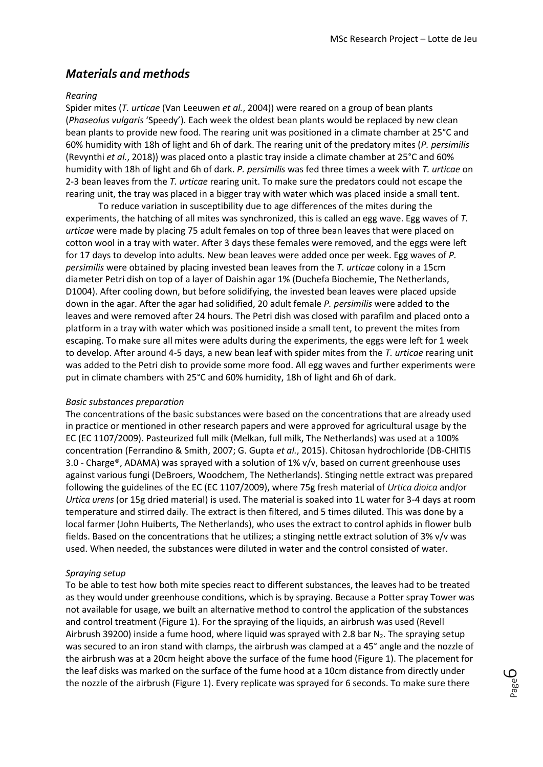## *Materials and methods*

*Rearing*

Spider mites (*T. urticae* (Van Leeuwen *et al.*, 2004)) were reared on a group of bean plants (*Phaseolus vulgaris* 'Speedy'). Each week the oldest bean plants would be replaced by new clean bean plants to provide new food. The rearing unit was positioned in a climate chamber at 25°C and 60% humidity with 18h of light and 6h of dark. The rearing unit of the predatory mites (*P. persimilis* (Revynthi *et al.*, 2018)) was placed onto a plastic tray inside a climate chamber at 25°C and 60% humidity with 18h of light and 6h of dark. *P. persimilis* was fed three times a week with *T. urticae* on 2-3 bean leaves from the *T. urticae* rearing unit. To make sure the predators could not escape the rearing unit, the tray was placed in a bigger tray with water which was placed inside a small tent.

To reduce variation in susceptibility due to age differences of the mites during the experiments, the hatching of all mites was synchronized, this is called an egg wave. Egg waves of *T. urticae* were made by placing 75 adult females on top of three bean leaves that were placed on cotton wool in a tray with water. After 3 days these females were removed, and the eggs were left for 17 days to develop into adults. New bean leaves were added once per week. Egg waves of *P. persimilis* were obtained by placing invested bean leaves from the *T. urticae* colony in a 15cm diameter Petri dish on top of a layer of Daishin agar 1% (Duchefa Biochemie, The Netherlands, D1004). After cooling down, but before solidifying, the invested bean leaves were placed upside down in the agar. After the agar had solidified, 20 adult female *P. persimilis* were added to the leaves and were removed after 24 hours. The Petri dish was closed with parafilm and placed onto a platform in a tray with water which was positioned inside a small tent, to prevent the mites from escaping. To make sure all mites were adults during the experiments, the eggs were left for 1 week to develop. After around 4-5 days, a new bean leaf with spider mites from the *T. urticae* rearing unit was added to the Petri dish to provide some more food. All egg waves and further experiments were put in climate chambers with 25°C and 60% humidity, 18h of light and 6h of dark.

*Basic substances preparation*

The concentrations of the basic substances were based on the concentrations that are already used in practice or mentioned in other research papers and were approved for agricultural usage by the EC (EC 1107/2009). Pasteurized full milk (Melkan, full milk, The Netherlands) was used at a 100% concentration (Ferrandino & Smith, 2007; G. Gupta *et al.*, 2015). Chitosan hydrochloride (DB-CHITIS 3.0 - Charge®, ADAMA) was sprayed with a solution of 1% v/v, based on current greenhouse uses against various fungi (DeBroers, Woodchem, The Netherlands). Stinging nettle extract was prepared following the guidelines of the EC (EC 1107/2009), where 75g fresh material of *Urtica dioica* and/or *Urtica urens* (or 15g dried material) is used. The material is soaked into 1L water for 3-4 days at room temperature and stirred daily. The extract is then filtered, and 5 times diluted. This was done by a local farmer (John Huiberts, The Netherlands), who uses the extract to control aphids in flower bulb fields. Based on the concentrations that he utilizes; a stinging nettle extract solution of 3% v/v was used. When needed, the substances were diluted in water and the control consisted of water.

*Spraying setup*

To be able to test how both mite species react to different substances, the leaves had to be treated as they would under greenhouse conditions, which is by spraying. Because a Potter spray Tower was not available for usage, we built an alternative method to control the application of the substances and control treatment (Figure 1). For the spraying of the liquids, an airbrush was used (Revell Airbrush 39200) inside a fume hood, where liquid was sprayed with 2.8 bar $N_2$. The spraying setup was secured to an iron stand with clamps, the airbrush was clamped at a 45° angle and the nozzle of the airbrush was at a 20cm height above the surface of the fume hood (Figure 1). The placement for the leaf disks was marked on the surface of the fume hood at a 10cm distance from directly under the nozzle of the airbrush (Figure 1). Every replicate was sprayed for 6 seconds. To make sure there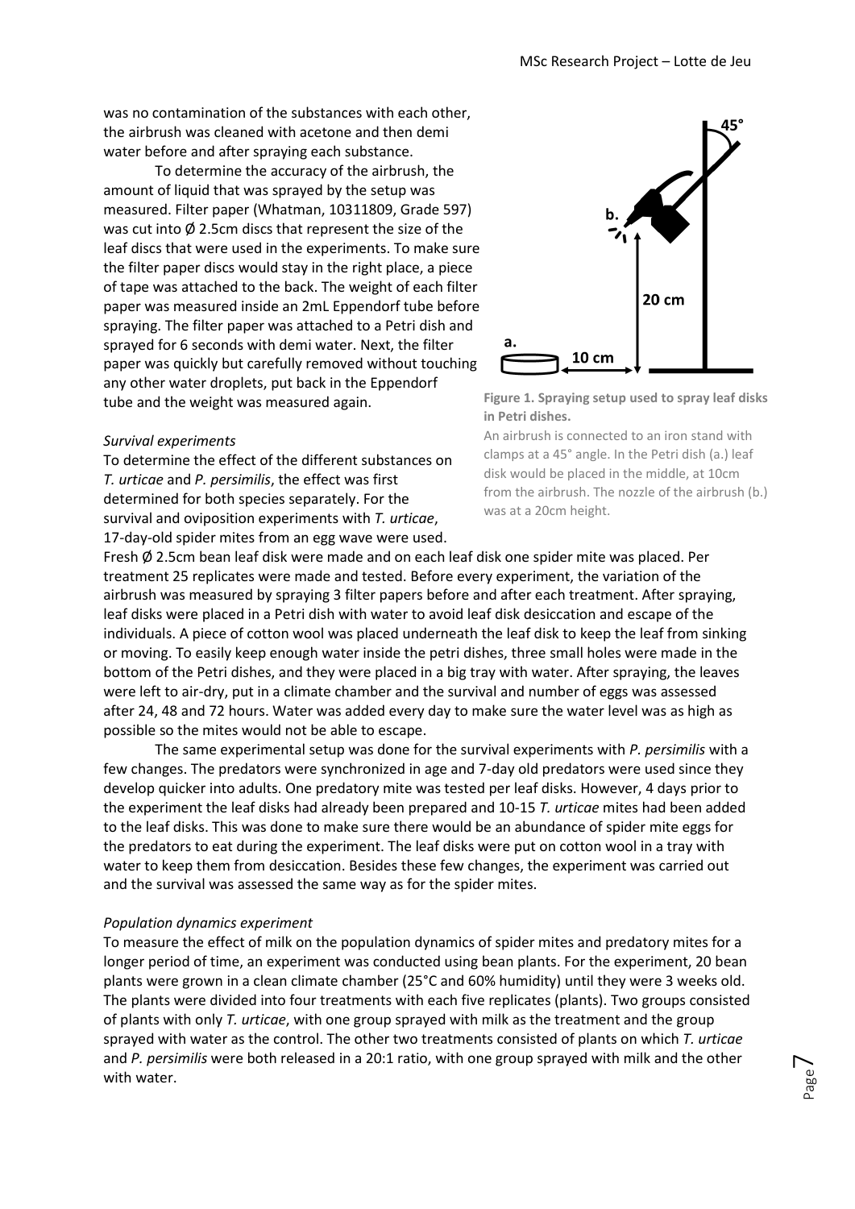was no contamination of the substances with each other, the airbrush was cleaned with acetone and then demi water before and after spraying each substance.

To determine the accuracy of the airbrush, the amount of liquid that was sprayed by the setup was measured. Filter paper (Whatman, 10311809, Grade 597) was cut into Ø 2.5cm discs that represent the size of the leaf discs that were used in the experiments. To make sure the filter paper discs would stay in the right place, a piece of tape was attached to the back. The weight of each filter paper was measured inside an 2mL Eppendorf tube before spraying. The filter paper was attached to a Petri dish and sprayed for 6 seconds with demi water. Next, the filter paper was quickly but carefully removed without touching any other water droplets, put back in the Eppendorf tube and the weight was measured again.

**Figure 1. Spraying setup used to spray leaf disks in Petri dishes.**

An airbrush is connected to an iron stand with clamps at a 45° angle. In the Petri dish (a.) leaf disk would be placed in the middle, at 10cm from the airbrush. The nozzle of the airbrush (b.) was at a 20cm height.

*Survival experiments*

To determine the effect of the different substances on *T. urticae* and *P. persimilis*, the effect was first determined for both species separately. For the survival and oviposition experiments with *T. urticae*, 17-day-old spider mites from an egg wave were used. Fresh Ø 2.5cm bean leaf disk were made and on each leaf disk one spider mite was placed. Per treatment 25 replicates were made and tested. Before every experiment, the variation of the airbrush was measured by spraying 3 filter papers before and after each treatment. After spraying, leaf disks were placed in a Petri dish with water to avoid leaf disk desiccation and escape of the individuals. A piece of cotton wool was placed underneath the leaf disk to keep the leaf from sinking or moving. To easily keep enough water inside the petri dishes, three small holes were made in the bottom of the Petri dishes, and they were placed in a big tray with water. After spraying, the leaves were left to air-dry, put in a climate chamber and the survival and number of eggs was assessed after 24, 48 and 72 hours. Water was added every day to make sure the water level was as high as possible so the mites would not be able to escape.

The same experimental setup was done for the survival experiments with *P. persimilis* with a few changes. The predators were synchronized in age and 7-day old predators were used since they develop quicker into adults. One predatory mite was tested per leaf disks. However, 4 days prior to the experiment the leaf disks had already been prepared and 10-15 *T. urticae* mites had been added to the leaf disks. This was done to make sure there would be an abundance of spider mite eggs for the predators to eat during the experiment. The leaf disks were put on cotton wool in a tray with water to keep them from desiccation. Besides these few changes, the experiment was carried out and the survival was assessed the same way as for the spider mites.

*Population dynamics experiment*

To measure the effect of milk on the population dynamics of spider mites and predatory mites for a longer period of time, an experiment was conducted using bean plants. For the experiment, 20 bean plants were grown in a clean climate chamber (25°C and 60% humidity) until they were 3 weeks old. The plants were divided into four treatments with each five replicates (plants). Two groups consisted of plants with only *T. urticae*, with one group sprayed with milk as the treatment and the group sprayed with water as the control. The other two treatments consisted of plants on which *T. urticae* and *P. persimilis* were both released in a 20:1 ratio, with one group sprayed with milk and the other with water.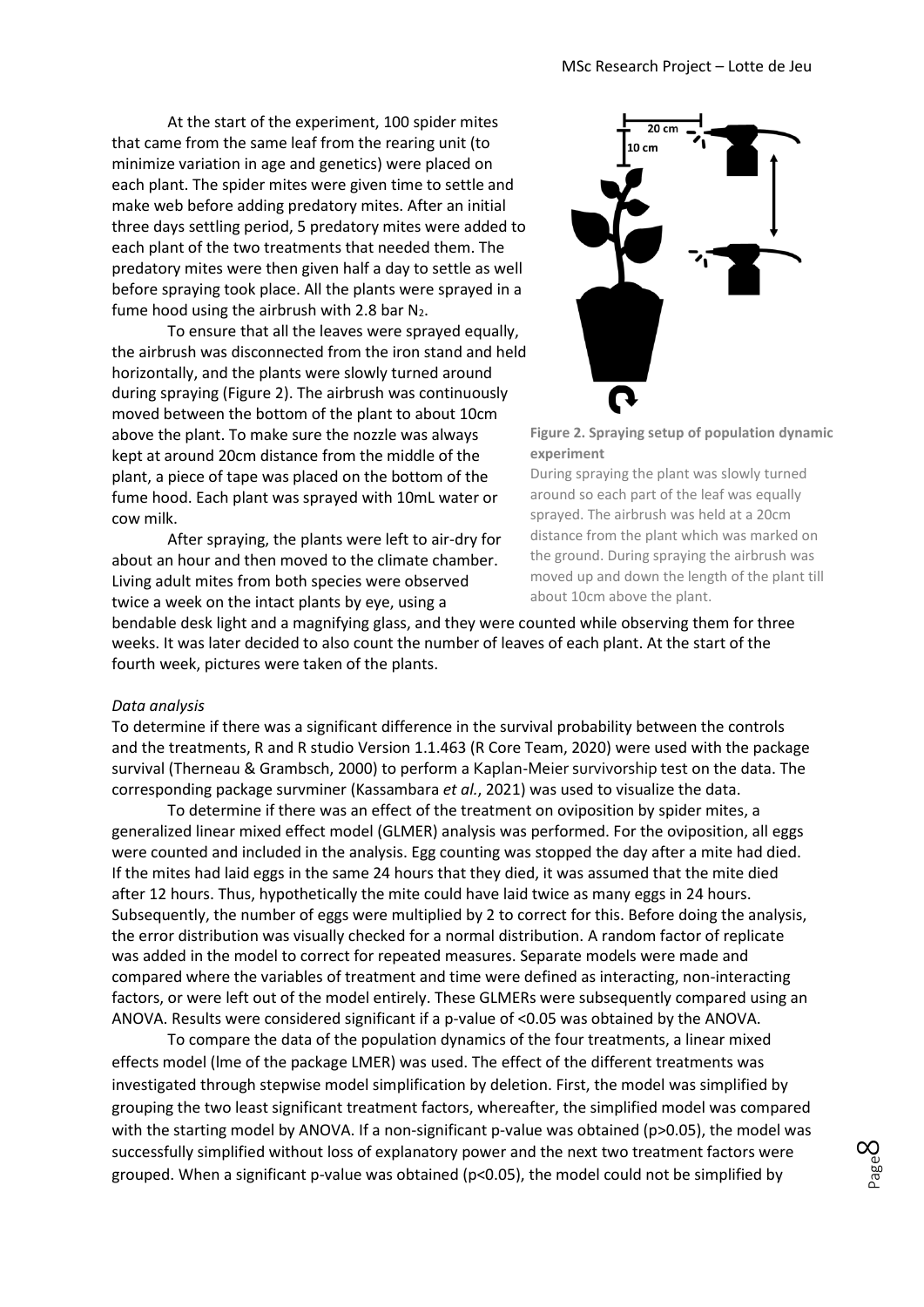At the start of the experiment, 100 spider mites that came from the same leaf from the rearing unit (to minimize variation in age and genetics) were placed on each plant. The spider mites were given time to settle and make web before adding predatory mites. After an initial three days settling period, 5 predatory mites were added to each plant of the two treatments that needed them. The predatory mites were then given half a day to settle as well before spraying took place. All the plants were sprayed in a fume hood using the airbrush with 2.8 bar $N_2$.

To ensure that all the leaves were sprayed equally, the airbrush was disconnected from the iron stand and held horizontally, and the plants were slowly turned around during spraying (Figure 2). The airbrush was continuously moved between the bottom of the plant to about 10cm above the plant. To make sure the nozzle was always kept at around 20cm distance from the middle of the plant, a piece of tape was placed on the bottom of the fume hood. Each plant was sprayed with 10mL water or cow milk.

**Figure 2. Spraying setup of population dynamic experiment**

During spraying the plant was slowly turned around so each part of the leaf was equally sprayed. The airbrush was held at a 20cm distance from the plant which was marked on the ground. During spraying the airbrush was moved up and down the length of the plant till about 10cm above the plant.

After spraying, the plants were left to air-dry for about an hour and then moved to the climate chamber. Living adult mites from both species were observed twice a week on the intact plants by eye, using a bendable desk light and a magnifying glass, and they were counted while observing them for three weeks. It was later decided to also count the number of leaves of each plant. At the start of the fourth week, pictures were taken of the plants.

*Data analysis*

To determine if there was a significant difference in the survival probability between the controls and the treatments, R and R studio Version 1.1.463 (R Core Team, 2020) were used with the package survival (Therneau & Grambsch, 2000) to perform a Kaplan-Meier survivorship test on the data. The corresponding package survminer (Kassambara *et al.*, 2021) was used to visualize the data.

To determine if there was an effect of the treatment on oviposition by spider mites, a generalized linear mixed effect model (GLMER) analysis was performed. For the oviposition, all eggs were counted and included in the analysis. Egg counting was stopped the day after a mite had died. If the mites had laid eggs in the same 24 hours that they died, it was assumed that the mite died after 12 hours. Thus, hypothetically the mite could have laid twice as many eggs in 24 hours. Subsequently, the number of eggs were multiplied by 2 to correct for this. Before doing the analysis, the error distribution was visually checked for a normal distribution. A random factor of replicate was added in the model to correct for repeated measures. Separate models were made and compared where the variables of treatment and time were defined as interacting, non-interacting factors, or were left out of the model entirely. These GLMERs were subsequently compared using an ANOVA. Results were considered significant if a p-value of $<0.05$ was obtained by the ANOVA.

To compare the data of the population dynamics of the four treatments, a linear mixed effects model (lme of the package LMER) was used. The effect of the different treatments was investigated through stepwise model simplification by deletion. First, the model was simplified by grouping the two least significant treatment factors, whereafter, the simplified model was compared with the starting model by ANOVA. If a non-significant p-value was obtained ($p>0.05$), the model was successfully simplified without loss of explanatory power and the next two treatment factors were grouped. When a significant p-value was obtained ($p<0.05$), the model could not be simplified by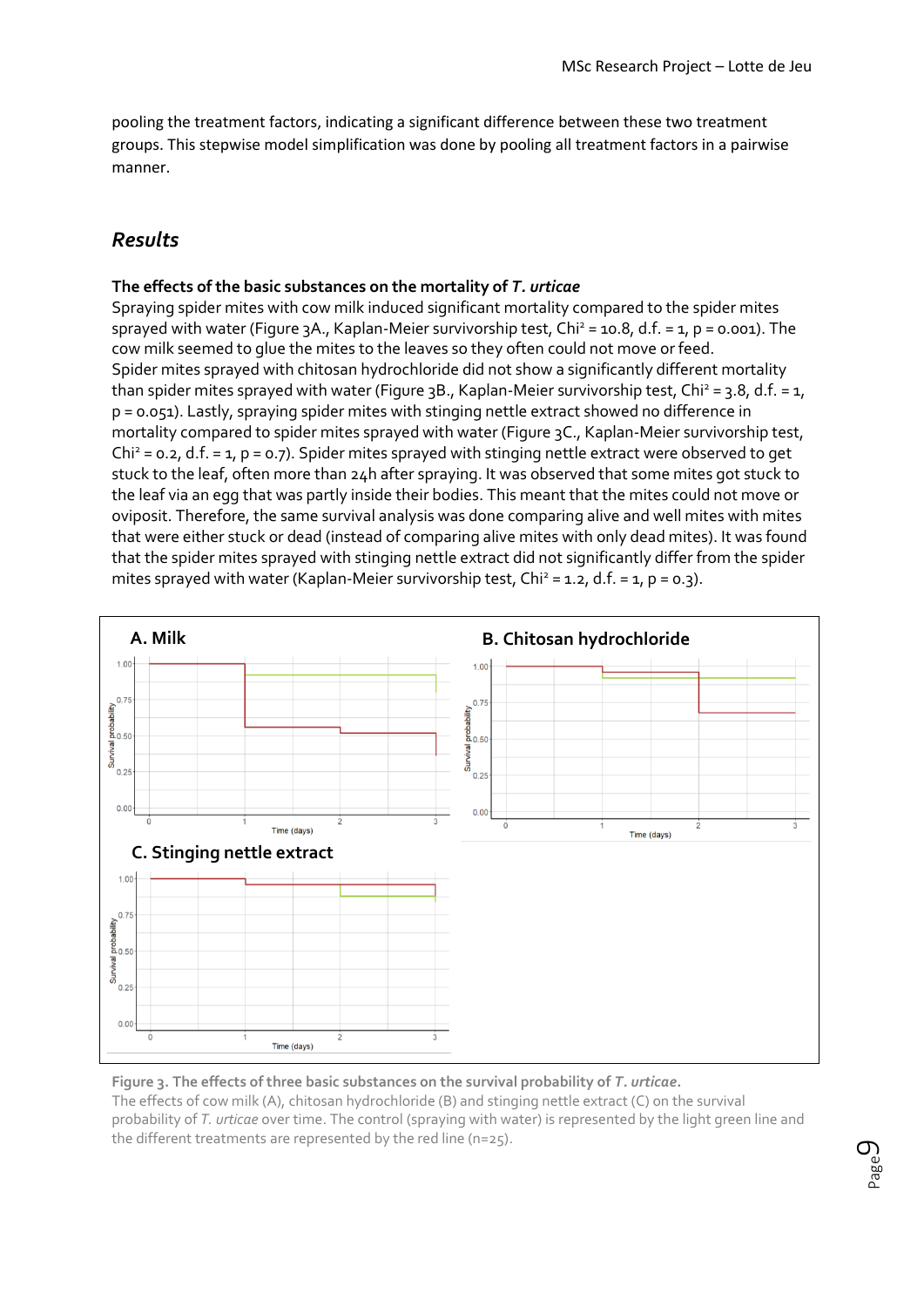pooling the treatment factors, indicating a significant difference between these two treatment groups. This stepwise model simplification was done by pooling all treatment factors in a pairwise manner.

## *Results*

### The effects of the basic substances on the mortality of *T. urticae*

Spraying spider mites with cow milk induced significant mortality compared to the spider mites sprayed with water (Figure 3A., Kaplan-Meier survivorship test, $Chi^2 = 10.8$, d.f. = 1, p = 0.001). The cow milk seemed to glue the mites to the leaves so they often could not move or feed.
Spider mites sprayed with chitosan hydrochloride did not show a significantly different mortality than spider mites sprayed with water (Figure 3B., Kaplan-Meier survivorship test, $Chi^2 = 3.8$, d.f. = 1, p = 0.051). Lastly, spraying spider mites with stinging nettle extract showed no difference in mortality compared to spider mites sprayed with water (Figure 3C., Kaplan-Meier survivorship test, $Chi^2 = 0.2$, d.f. = 1, p = 0.7). Spider mites sprayed with stinging nettle extract were observed to get stuck to the leaf, often more than 24h after spraying. It was observed that some mites got stuck to the leaf via an egg that was partly inside their bodies. This meant that the mites could not move or oviposit. Therefore, the same survival analysis was done comparing alive and well mites with mites that were either stuck or dead (instead of comparing alive mites with only dead mites). It was found that the spider mites sprayed with stinging nettle extract did not significantly differ from the spider mites sprayed with water (Kaplan-Meier survivorship test, $Chi^2 = 1.2$, d.f. = 1, p = 0.3).

**Figure 3. The effects of three basic substances on the survival probability of *T. urticae*.**
The effects of cow milk (A), chitosan hydrochloride (B) and stinging nettle extract (C) on the survival probability of *T. urticae* over time. The control (spraying with water) is represented by the light green line and the different treatments are represented by the red line (n=25).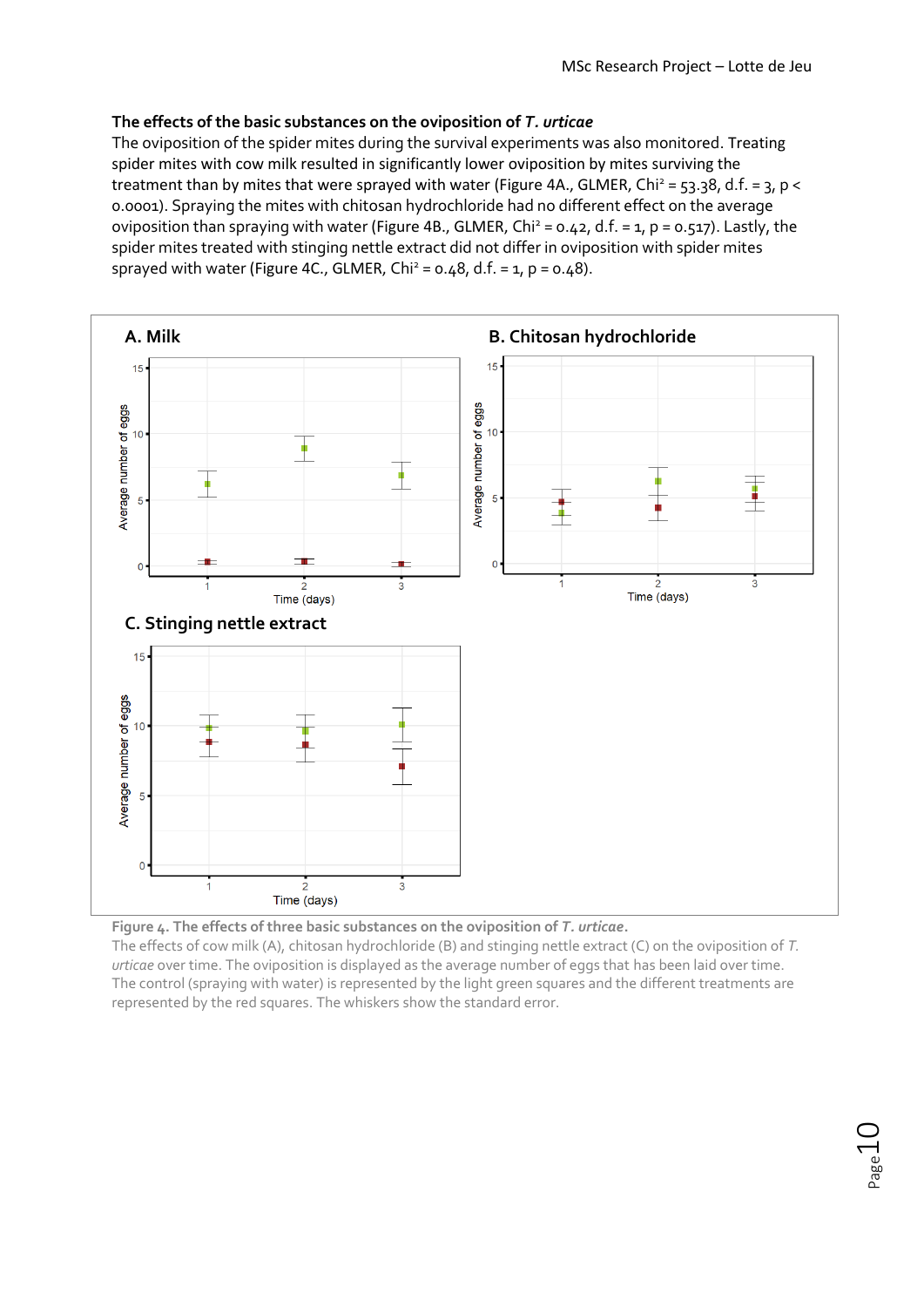**The effects of the basic substances on the oviposition of *T. urticae***

The oviposition of the spider mites during the survival experiments was also monitored. Treating spider mites with cow milk resulted in significantly lower oviposition by mites surviving the treatment than by mites that were sprayed with water (Figure 4A., GLMER, $Chi^2 = 53.38$, d.f. = 3, $p < 0.0001$). Spraying the mites with chitosan hydrochloride had no different effect on the average oviposition than spraying with water (Figure 4B., GLMER, $Chi^2 = 0.42$, d.f. = 1, $p = 0.517$). Lastly, the spider mites treated with stinging nettle extract did not differ in oviposition with spider mites sprayed with water (Figure 4C., GLMER, $Chi^2 = 0.48$, d.f. = 1, $p = 0.48$).

**Figure 4. The effects of three basic substances on the oviposition of *T. urticae*.**
The effects of cow milk (A), chitosan hydrochloride (B) and stinging nettle extract (C) on the oviposition of *T. urticae* over time. The oviposition is displayed as the average number of eggs that has been laid over time. The control (spraying with water) is represented by the light green squares and the different treatments are represented by the red squares. The whiskers show the standard error.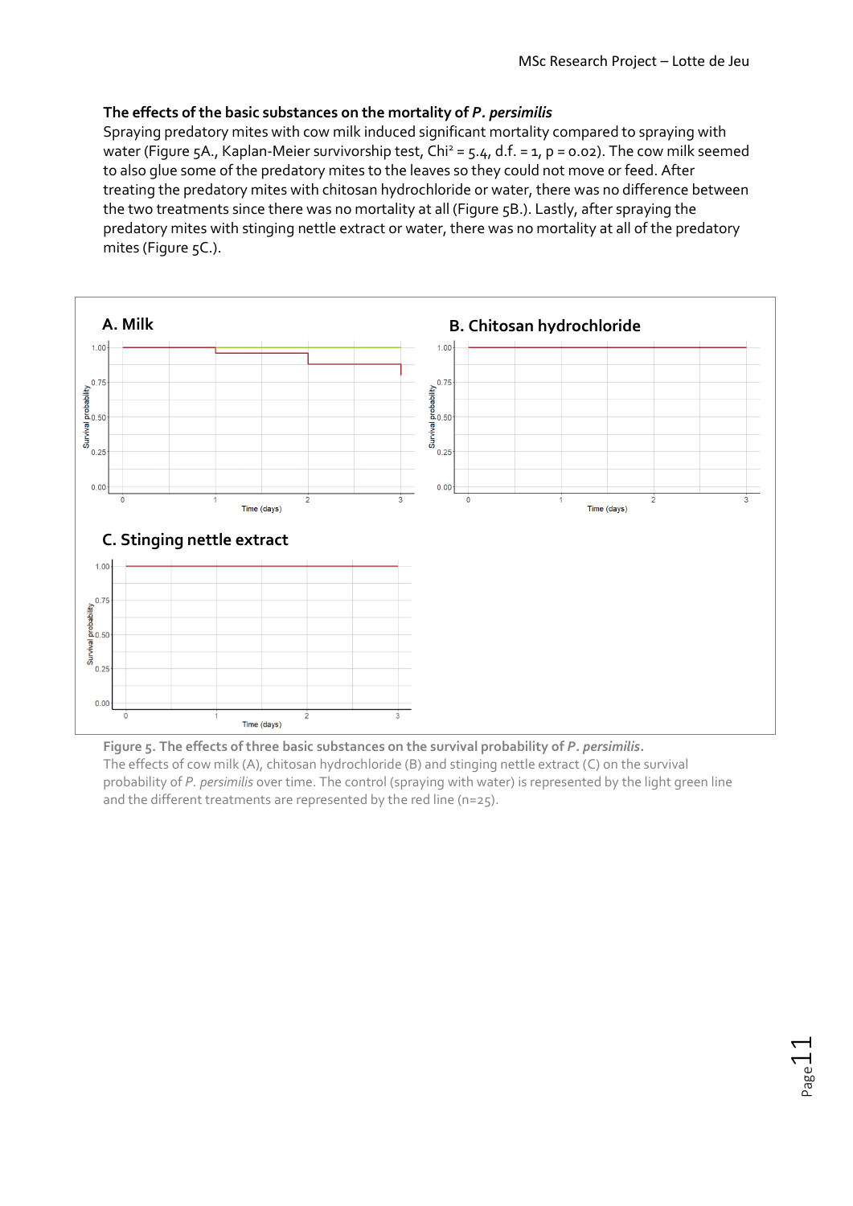### The effects of the basic substances on the mortality of *P. persimilis*

Spraying predatory mites with cow milk induced significant mortality compared to spraying with water (Figure 5A., Kaplan-Meier survivorship test, $Chi^2 = 5.4$, d.f. = 1, p = 0.02). The cow milk seemed to also glue some of the predatory mites to the leaves so they could not move or feed. After treating the predatory mites with chitosan hydrochloride or water, there was no difference between the two treatments since there was no mortality at all (Figure 5B.). Lastly, after spraying the predatory mites with stinging nettle extract or water, there was no mortality at all of the predatory mites (Figure 5C.).

**Figure 5. The effects of three basic substances on the survival probability of *P. persimilis*.**
The effects of cow milk (A), chitosan hydrochloride (B) and stinging nettle extract (C) on the survival probability of *P. persimilis* over time. The control (spraying with water) is represented by the light green line and the different treatments are represented by the red line (n=25).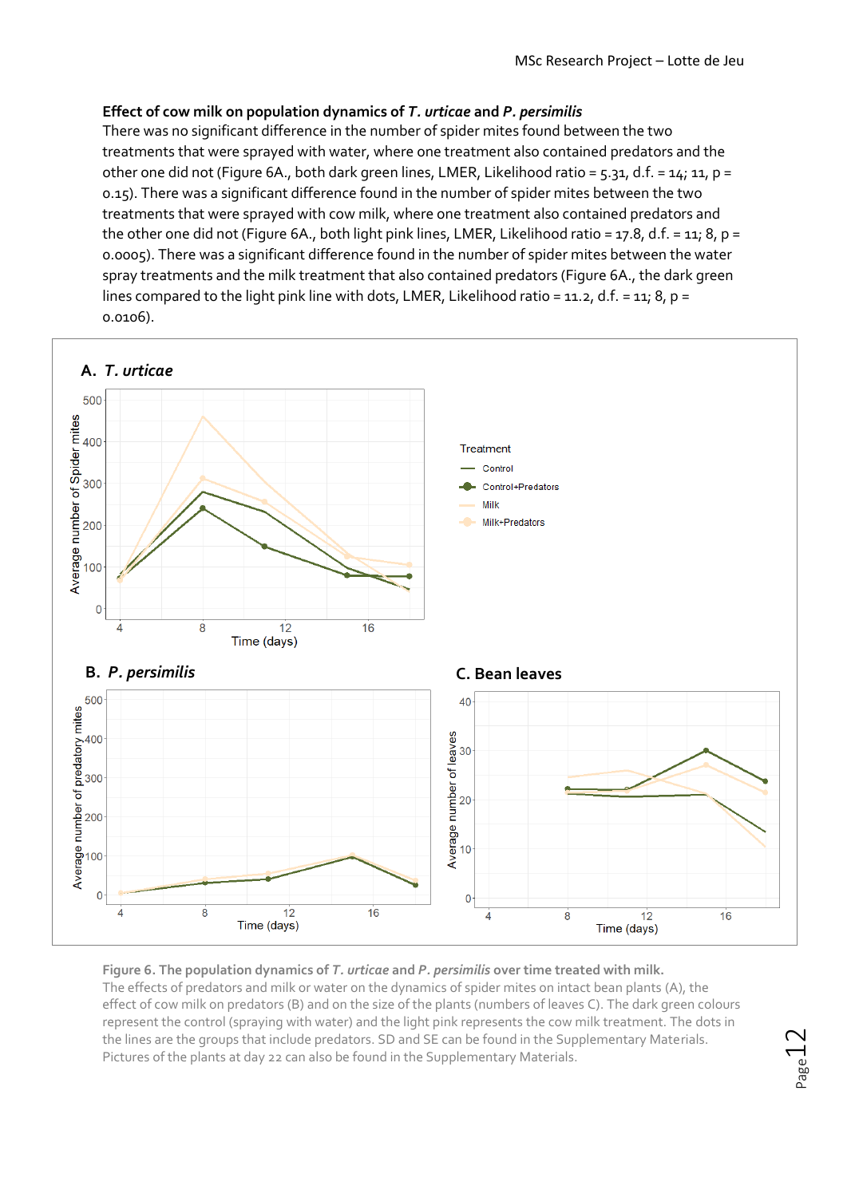**Effect of cow milk on population dynamics of *T. urticae* and *P. persimilis***

There was no significant difference in the number of spider mites found between the two treatments that were sprayed with water, where one treatment also contained predators and the other one did not (Figure 6A., both dark green lines, LMER, Likelihood ratio = 5.31, d.f. = 14; 11, p = 0.15). There was a significant difference found in the number of spider mites between the two treatments that were sprayed with cow milk, where one treatment also contained predators and the other one did not (Figure 6A., both light pink lines, LMER, Likelihood ratio = 17.8, d.f. = 11; 8, p = 0.0005). There was a significant difference found in the number of spider mites between the water spray treatments and the milk treatment that also contained predators (Figure 6A., the dark green lines compared to the light pink line with dots, LMER, Likelihood ratio = 11.2, d.f. = 11; 8, p = 0.0106).

**Figure 6. The population dynamics of *T. urticae* and *P. persimilis* over time treated with milk.** The effects of predators and milk or water on the dynamics of spider mites on intact bean plants (A), the effect of cow milk on predators (B) and on the size of the plants (numbers of leaves C). The dark green colours represent the control (spraying with water) and the light pink represents the cow milk treatment. The dots in the lines are the groups that include predators. SD and SE can be found in the Supplementary Materials. Pictures of the plants at day 22 can also be found in the Supplementary Materials.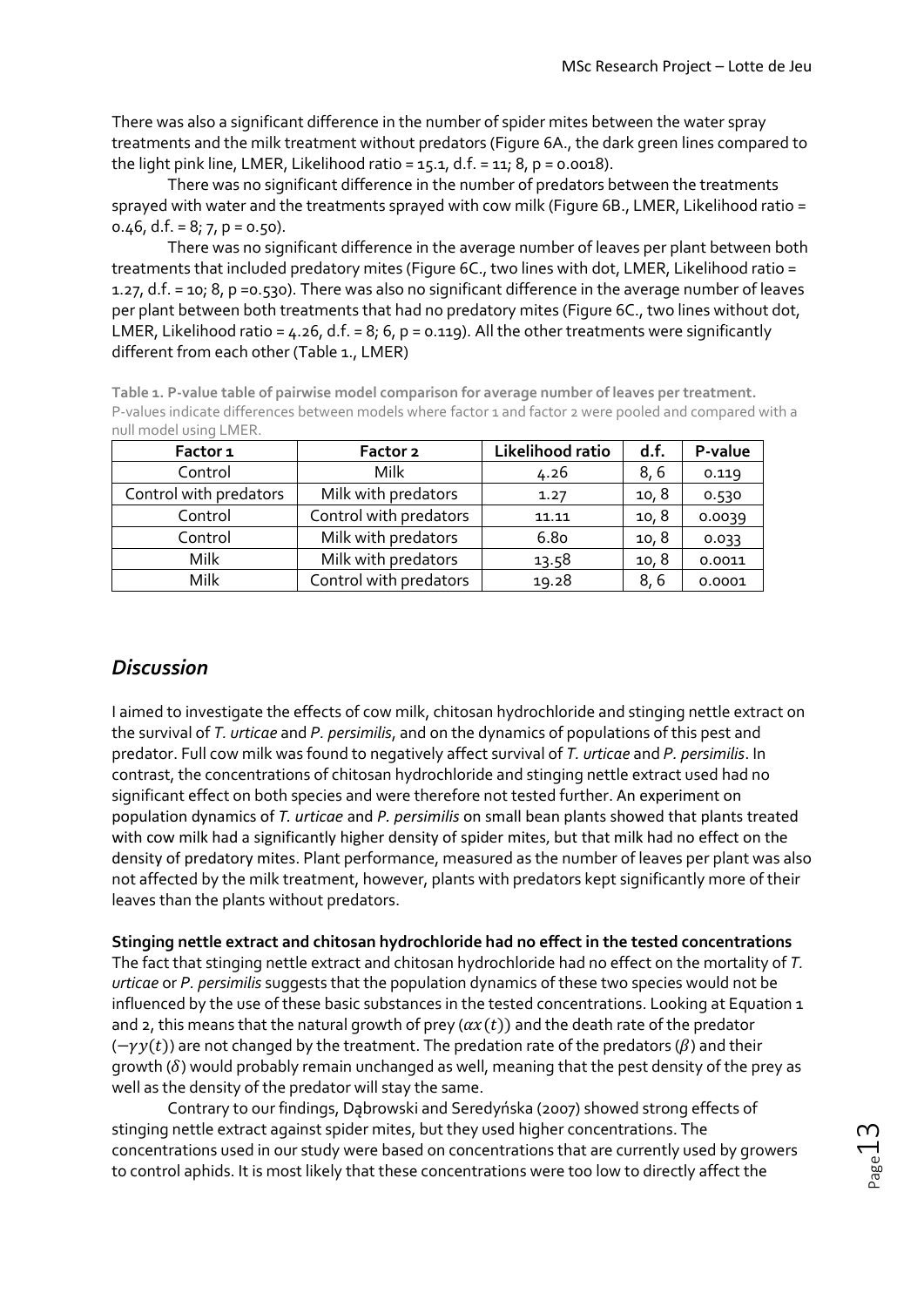There was also a significant difference in the number of spider mites between the water spray treatments and the milk treatment without predators (Figure 6A., the dark green lines compared to the light pink line, LMER, Likelihood ratio = 15.1, d.f. = 11; 8, p = 0.0018).

There was no significant difference in the number of predators between the treatments sprayed with water and the treatments sprayed with cow milk (Figure 6B., LMER, Likelihood ratio = 0.46, d.f. = 8; 7, p = 0.50).

There was no significant difference in the average number of leaves per plant between both treatments that included predatory mites (Figure 6C., two lines with dot, LMER, Likelihood ratio = 1.27, d.f. = 10; 8, p =0.530). There was also no significant difference in the average number of leaves per plant between both treatments that had no predatory mites (Figure 6C., two lines without dot, LMER, Likelihood ratio = 4.26, d.f. = 8; 6, p = 0.119). All the other treatments were significantly different from each other (Table 1., LMER)

**Table 1. P-value table of pairwise model comparison for average number of leaves per treatment.** P-values indicate differences between models where factor 1 and factor 2 were pooled and compared with a null model using LMER.

| Factor 1 | Factor 2 | Likelihood ratio | d.f. | P-value |
|---|---|---|---|---|
| Control | Milk | 4.26 | 8, 6 | 0.119 |
| Control with predators | Milk with predators | 1.27 | 10, 8 | 0.530 |
| Control | Control with predators | 11.11 | 10, 8 | 0.0039 |
| Control | Milk with predators | 6.80 | 10, 8 | 0.033 |
| Milk | Milk with predators | 13.58 | 10, 8 | 0.0011 |
| Milk | Control with predators | 19.28 | 8, 6 | 0.0001 |

## *Discussion*

I aimed to investigate the effects of cow milk, chitosan hydrochloride and stinging nettle extract on the survival of *T. urticae* and *P. persimilis*, and on the dynamics of populations of this pest and predator. Full cow milk was found to negatively affect survival of *T. urticae* and *P. persimilis*. In contrast, the concentrations of chitosan hydrochloride and stinging nettle extract used had no significant effect on both species and were therefore not tested further. An experiment on population dynamics of *T. urticae* and *P. persimilis* on small bean plants showed that plants treated with cow milk had a significantly higher density of spider mites, but that milk had no effect on the density of predatory mites. Plant performance, measured as the number of leaves per plant was also not affected by the milk treatment, however, plants with predators kept significantly more of their leaves than the plants without predators.

**Stinging nettle extract and chitosan hydrochloride had no effect in the tested concentrations**

The fact that stinging nettle extract and chitosan hydrochloride had no effect on the mortality of *T. urticae* or *P. persimilis* suggests that the population dynamics of these two species would not be influenced by the use of these basic substances in the tested concentrations. Looking at Equation 1 and 2, this means that the natural growth of prey ($\alpha x(t)$) and the death rate of the predator ($-\gamma y(t)$) are not changed by the treatment. The predation rate of the predators ($\beta$) and their growth ($\delta$) would probably remain unchanged as well, meaning that the pest density of the prey as well as the density of the predator will stay the same.

Contrary to our findings, Dąbrowski and Seredyńska (2007) showed strong effects of stinging nettle extract against spider mites, but they used higher concentrations. The concentrations used in our study were based on concentrations that are currently used by growers to control aphids. It is most likely that these concentrations were too low to directly affect the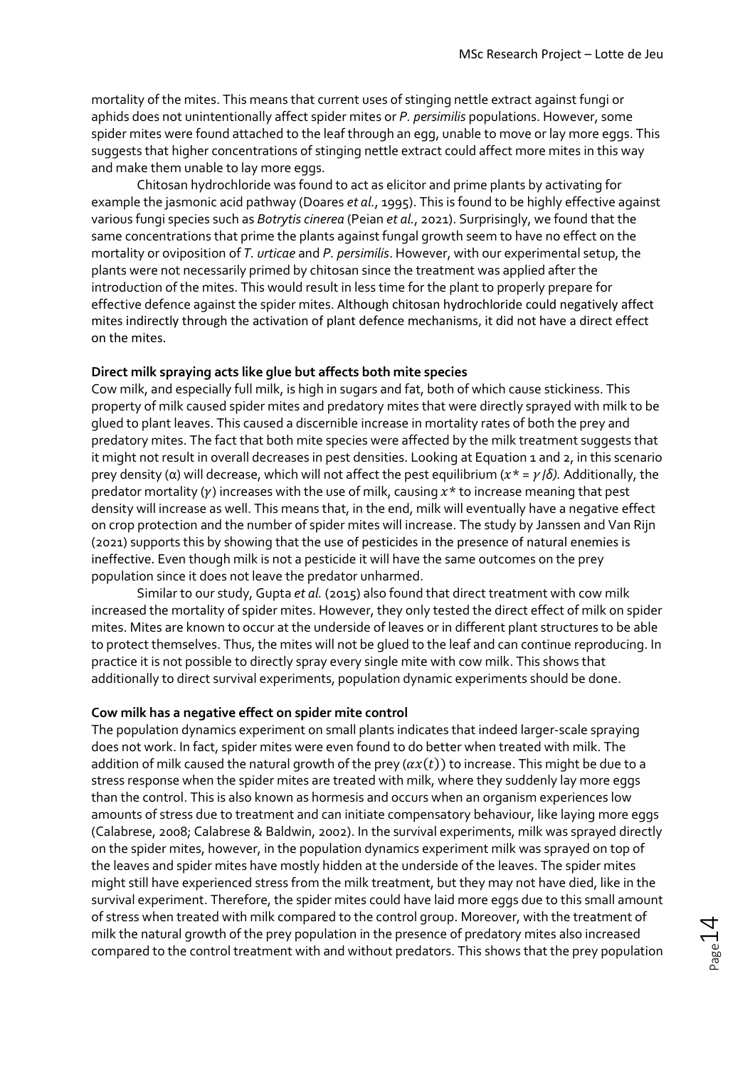mortality of the mites. This means that current uses of stinging nettle extract against fungi or aphids does not unintentionally affect spider mites or *P. persimilis* populations. However, some spider mites were found attached to the leaf through an egg, unable to move or lay more eggs. This suggests that higher concentrations of stinging nettle extract could affect more mites in this way and make them unable to lay more eggs.

Chitosan hydrochloride was found to act as elicitor and prime plants by activating for example the jasmonic acid pathway (Doares *et al.*, 1995). This is found to be highly effective against various fungi species such as *Botrytis cinerea* (Peian *et al.*, 2021). Surprisingly, we found that the same concentrations that prime the plants against fungal growth seem to have no effect on the mortality or oviposition of *T. urticae* and *P. persimilis*. However, with our experimental setup, the plants were not necessarily primed by chitosan since the treatment was applied after the introduction of the mites. This would result in less time for the plant to properly prepare for effective defence against the spider mites. Although chitosan hydrochloride could negatively affect mites indirectly through the activation of plant defence mechanisms, it did not have a direct effect on the mites.

**Direct milk spraying acts like glue but affects both mite species**

Cow milk, and especially full milk, is high in sugars and fat, both of which cause stickiness. This property of milk caused spider mites and predatory mites that were directly sprayed with milk to be glued to plant leaves. This caused a discernible increase in mortality rates of both the prey and predatory mites. The fact that both mite species were affected by the milk treatment suggests that it might not result in overall decreases in pest densities. Looking at Equation 1 and 2, in this scenario prey density (α) will decrease, which will not affect the pest equilibrium ($x^* = \gamma/\delta$). Additionally, the predator mortality ($\gamma$) increases with the use of milk, causing $x^*$ to increase meaning that pest density will increase as well. This means that, in the end, milk will eventually have a negative effect on crop protection and the number of spider mites will increase. The study by Janssen and Van Rijn (2021) supports this by showing that the use of pesticides in the presence of natural enemies is ineffective. Even though milk is not a pesticide it will have the same outcomes on the prey population since it does not leave the predator unharmed.

Similar to our study, Gupta *et al.* (2015) also found that direct treatment with cow milk increased the mortality of spider mites. However, they only tested the direct effect of milk on spider mites. Mites are known to occur at the underside of leaves or in different plant structures to be able to protect themselves. Thus, the mites will not be glued to the leaf and can continue reproducing. In practice it is not possible to directly spray every single mite with cow milk. This shows that additionally to direct survival experiments, population dynamic experiments should be done.

**Cow milk has a negative effect on spider mite control**

The population dynamics experiment on small plants indicates that indeed larger-scale spraying does not work. In fact, spider mites were even found to do better when treated with milk. The addition of milk caused the natural growth of the prey ($\alpha x(t)$) to increase. This might be due to a stress response when the spider mites are treated with milk, where they suddenly lay more eggs than the control. This is also known as hormesis and occurs when an organism experiences low amounts of stress due to treatment and can initiate compensatory behaviour, like laying more eggs (Calabrese, 2008; Calabrese & Baldwin, 2002). In the survival experiments, milk was sprayed directly on the spider mites, however, in the population dynamics experiment milk was sprayed on top of the leaves and spider mites have mostly hidden at the underside of the leaves. The spider mites might still have experienced stress from the milk treatment, but they may not have died, like in the survival experiment. Therefore, the spider mites could have laid more eggs due to this small amount of stress when treated with milk compared to the control group. Moreover, with the treatment of milk the natural growth of the prey population in the presence of predatory mites also increased compared to the control treatment with and without predators. This shows that the prey population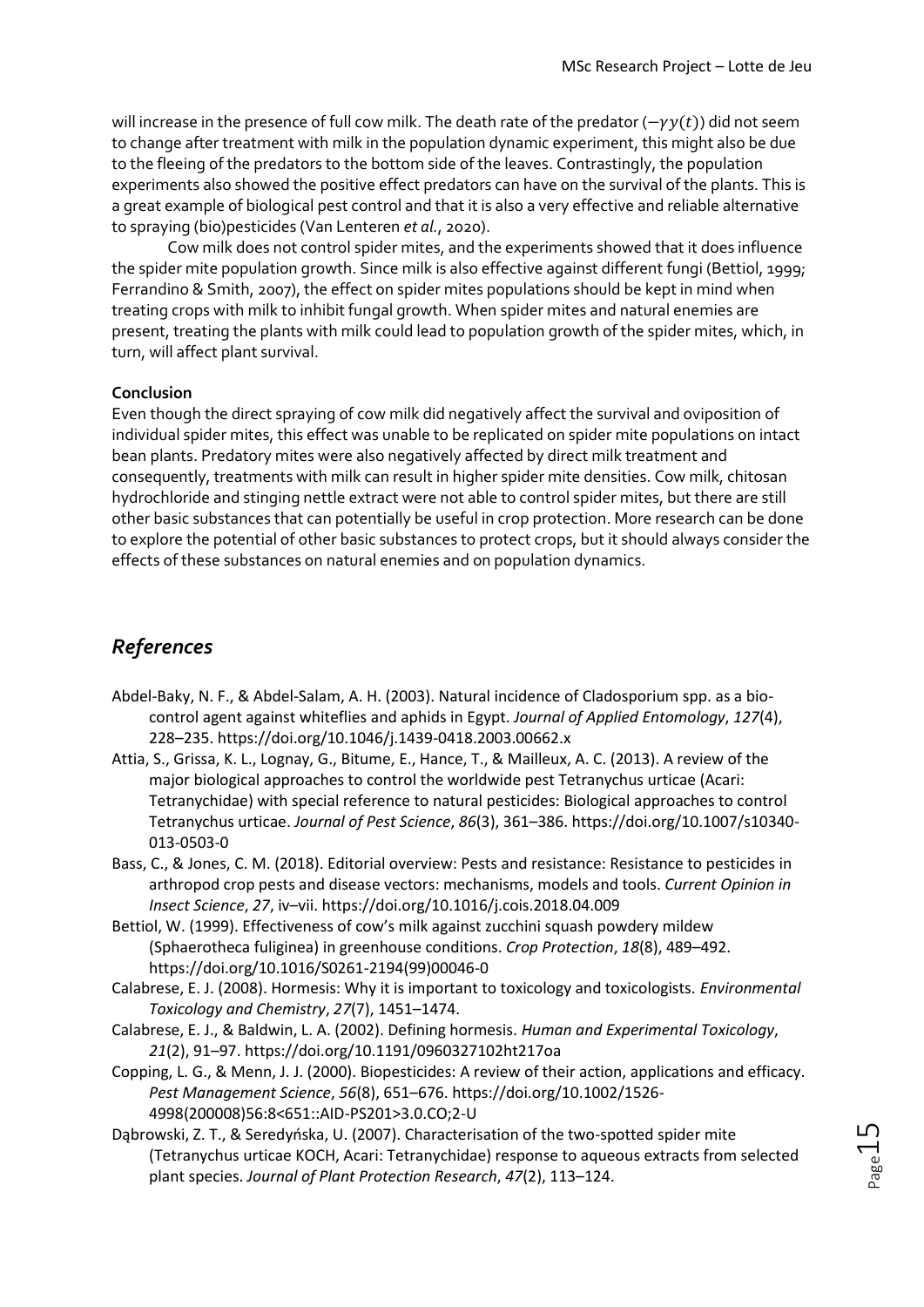will increase in the presence of full cow milk. The death rate of the predator ($-\gamma y(t)$) did not seem to change after treatment with milk in the population dynamic experiment, this might also be due to the fleeing of the predators to the bottom side of the leaves. Contrastingly, the population experiments also showed the positive effect predators can have on the survival of the plants. This is a great example of biological pest control and that it is also a very effective and reliable alternative to spraying (bio)pesticides (Van Lenteren *et al.*, 2020).

Cow milk does not control spider mites, and the experiments showed that it does influence the spider mite population growth. Since milk is also effective against different fungi (Bettiol, 1999; Ferrandino & Smith, 2007), the effect on spider mites populations should be kept in mind when treating crops with milk to inhibit fungal growth. When spider mites and natural enemies are present, treating the plants with milk could lead to population growth of the spider mites, which, in turn, will affect plant survival.

**Conclusion**

Even though the direct spraying of cow milk did negatively affect the survival and oviposition of individual spider mites, this effect was unable to be replicated on spider mite populations on intact bean plants. Predatory mites were also negatively affected by direct milk treatment and consequently, treatments with milk can result in higher spider mite densities. Cow milk, chitosan hydrochloride and stinging nettle extract were not able to control spider mites, but there are still other basic substances that can potentially be useful in crop protection. More research can be done to explore the potential of other basic substances to protect crops, but it should always consider the effects of these substances on natural enemies and on population dynamics.

## *References*

Abdel-Baky, N. F., & Abdel-Salam, A. H. (2003). Natural incidence of Cladosporium spp. as a bio-control agent against whiteflies and aphids in Egypt. *Journal of Applied Entomology*, *127*(4), 228–235. https://doi.org/10.1046/j.1439-0418.2003.00662.x

Attia, S., Grissa, K. L., Lognay, G., Bitume, E., Hance, T., & Mailleux, A. C. (2013). A review of the major biological approaches to control the worldwide pest Tetranychus urticae (Acari: Tetranychidae) with special reference to natural pesticides: Biological approaches to control Tetranychus urticae. *Journal of Pest Science*, *86*(3), 361–386. https://doi.org/10.1007/s10340-013-0503-0

Bass, C., & Jones, C. M. (2018). Editorial overview: Pests and resistance: Resistance to pesticides in arthropod crop pests and disease vectors: mechanisms, models and tools. *Current Opinion in Insect Science*, *27*, iv–vii. https://doi.org/10.1016/j.cois.2018.04.009

Bettiol, W. (1999). Effectiveness of cow's milk against zucchini squash powdery mildew (Sphaerotheca fuliginea) in greenhouse conditions. *Crop Protection*, *18*(8), 489–492. https://doi.org/10.1016/S0261-2194(99)00046-0

Calabrese, E. J. (2008). Hormesis: Why it is important to toxicology and toxicologists. *Environmental Toxicology and Chemistry*, *27*(7), 1451–1474.

Calabrese, E. J., & Baldwin, L. A. (2002). Defining hormesis. *Human and Experimental Toxicology*, *21*(2), 91–97. https://doi.org/10.1191/0960327102ht217oa

Copping, L. G., & Menn, J. J. (2000). Biopesticides: A review of their action, applications and efficacy. *Pest Management Science*, *56*(8), 651–676. https://doi.org/10.1002/1526-4998(200008)56:8<651::AID-PS201>3.0.CO;2-U

Dąbrowski, Z. T., & Seredyńska, U. (2007). Characterisation of the two-spotted spider mite (Tetranychus urticae KOCH, Acari: Tetranychidae) response to aqueous extracts from selected plant species. *Journal of Plant Protection Research*, *47*(2), 113–124.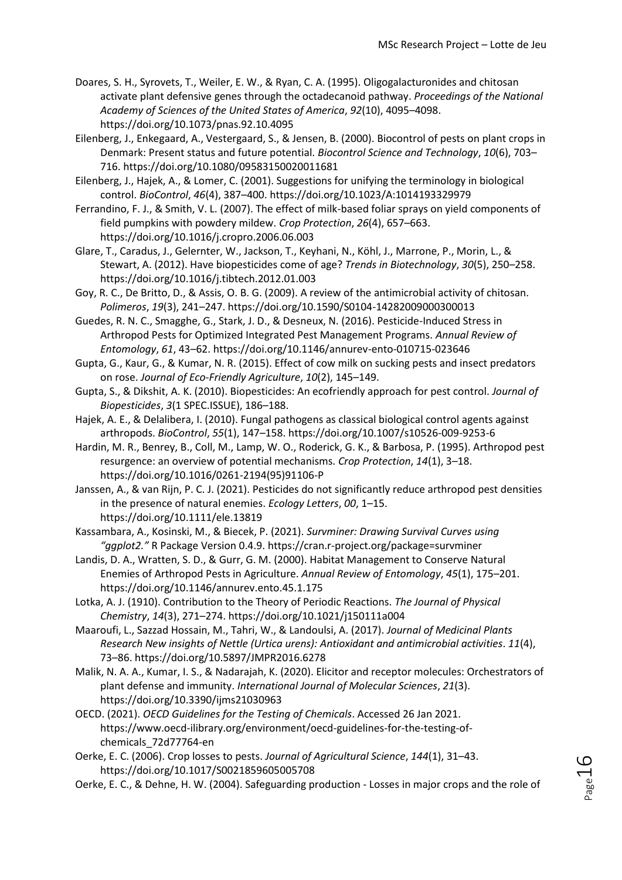Doares, S. H., Syrovets, T., Weiler, E. W., & Ryan, C. A. (1995). Oligogalacturonides and chitosan activate plant defensive genes through the octadecanoid pathway. *Proceedings of the National Academy of Sciences of the United States of America*, *92*(10), 4095–4098. https://doi.org/10.1073/pnas.92.10.4095

Eilenberg, J., Enkegaard, A., Vestergaard, S., & Jensen, B. (2000). Biocontrol of pests on plant crops in Denmark: Present status and future potential. *Biocontrol Science and Technology*, *10*(6), 703–716. https://doi.org/10.1080/09583150020011681

Eilenberg, J., Hajek, A., & Lomer, C. (2001). Suggestions for unifying the terminology in biological control. *BioControl*, *46*(4), 387–400. https://doi.org/10.1023/A:1014193329979

Ferrandino, F. J., & Smith, V. L. (2007). The effect of milk-based foliar sprays on yield components of field pumpkins with powdery mildew. *Crop Protection*, *26*(4), 657–663. https://doi.org/10.1016/j.cropro.2006.06.003

Glare, T., Caradus, J., Gelernter, W., Jackson, T., Keyhani, N., Köhl, J., Marrone, P., Morin, L., & Stewart, A. (2012). Have biopesticides come of age? *Trends in Biotechnology*, *30*(5), 250–258. https://doi.org/10.1016/j.tibtech.2012.01.003

Goy, R. C., De Britto, D., & Assis, O. B. G. (2009). A review of the antimicrobial activity of chitosan. *Polimeros*, *19*(3), 241–247. https://doi.org/10.1590/S0104-14282009000300013

Guedes, R. N. C., Smagghe, G., Stark, J. D., & Desneux, N. (2016). Pesticide-Induced Stress in Arthropod Pests for Optimized Integrated Pest Management Programs. *Annual Review of Entomology*, *61*, 43–62. https://doi.org/10.1146/annurev-ento-010715-023646

Gupta, G., Kaur, G., & Kumar, N. R. (2015). Effect of cow milk on sucking pests and insect predators on rose. *Journal of Eco-Friendly Agriculture*, *10*(2), 145–149.

Gupta, S., & Dikshit, A. K. (2010). Biopesticides: An ecofriendly approach for pest control. *Journal of Biopesticides*, *3*(1 SPEC.ISSUE), 186–188.

Hajek, A. E., & Delalibera, I. (2010). Fungal pathogens as classical biological control agents against arthropods. *BioControl*, *55*(1), 147–158. https://doi.org/10.1007/s10526-009-9253-6

Hardin, M. R., Benrey, B., Coll, M., Lamp, W. O., Roderick, G. K., & Barbosa, P. (1995). Arthropod pest resurgence: an overview of potential mechanisms. *Crop Protection*, *14*(1), 3–18. https://doi.org/10.1016/0261-2194(95)91106-P

Janssen, A., & van Rijn, P. C. J. (2021). Pesticides do not significantly reduce arthropod pest densities in the presence of natural enemies. *Ecology Letters*, *00*, 1–15. https://doi.org/10.1111/ele.13819

Kassambara, A., Kosinski, M., & Biecek, P. (2021). *Survminer: Drawing Survival Curves using "ggplot2."* R Package Version 0.4.9. https://cran.r-project.org/package=survminer

Landis, D. A., Wratten, S. D., & Gurr, G. M. (2000). Habitat Management to Conserve Natural Enemies of Arthropod Pests in Agriculture. *Annual Review of Entomology*, *45*(1), 175–201. https://doi.org/10.1146/annurev.ento.45.1.175

Lotka, A. J. (1910). Contribution to the Theory of Periodic Reactions. *The Journal of Physical Chemistry*, *14*(3), 271–274. https://doi.org/10.1021/j150111a004

Maaroufi, L., Sazzad Hossain, M., Tahri, W., & Landoulsi, A. (2017). *Journal of Medicinal Plants Research New insights of Nettle (Urtica urens): Antioxidant and antimicrobial activities*. *11*(4), 73–86. https://doi.org/10.5897/JMPR2016.6278

Malik, N. A. A., Kumar, I. S., & Nadarajah, K. (2020). Elicitor and receptor molecules: Orchestrators of plant defense and immunity. *International Journal of Molecular Sciences*, *21*(3). https://doi.org/10.3390/ijms21030963

OECD. (2021). *OECD Guidelines for the Testing of Chemicals*. Accessed 26 Jan 2021. https://www.oecd-ilibrary.org/environment/oecd-guidelines-for-the-testing-of-chemicals_72d77764-en

Oerke, E. C. (2006). Crop losses to pests. *Journal of Agricultural Science*, *144*(1), 31–43. https://doi.org/10.1017/S0021859605005708

Oerke, E. C., & Dehne, H. W. (2004). Safeguarding production - Losses in major crops and the role of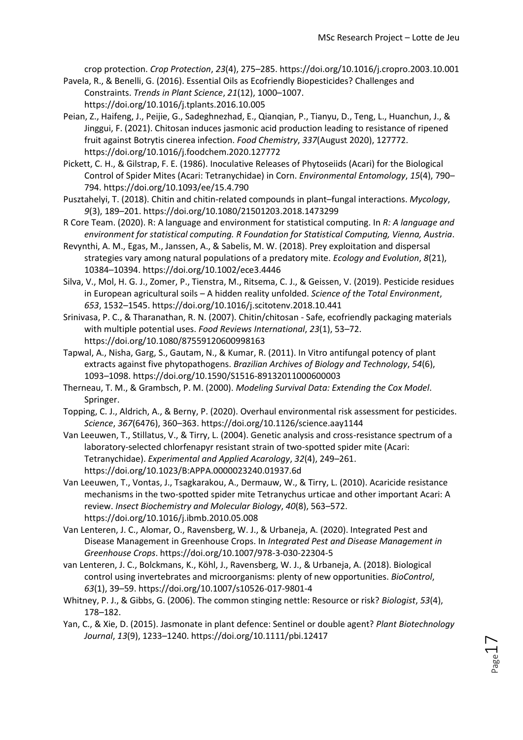crop protection. *Crop Protection*, *23*(4), 275–285. https://doi.org/10.1016/j.cropro.2003.10.001

Pavela, R., & Benelli, G. (2016). Essential Oils as Ecofriendly Biopesticides? Challenges and Constraints. *Trends in Plant Science*, *21*(12), 1000–1007. https://doi.org/10.1016/j.tplants.2016.10.005

Peian, Z., Haifeng, J., Peijie, G., Sadeghnezhad, E., Qianqian, P., Tianyu, D., Teng, L., Huanchun, J., & Jinggui, F. (2021). Chitosan induces jasmonic acid production leading to resistance of ripened fruit against Botrytis cinerea infection. *Food Chemistry*, *337*(August 2020), 127772. https://doi.org/10.1016/j.foodchem.2020.127772

Pickett, C. H., & Gilstrap, F. E. (1986). Inoculative Releases of Phytoseiids (Acari) for the Biological Control of Spider Mites (Acari: Tetranychidae) in Corn. *Environmental Entomology*, *15*(4), 790–794. https://doi.org/10.1093/ee/15.4.790

Pusztahelyi, T. (2018). Chitin and chitin-related compounds in plant–fungal interactions. *Mycology*, *9*(3), 189–201. https://doi.org/10.1080/21501203.2018.1473299

R Core Team. (2020). R: A language and environment for statistical computing. In *R: A language and environment for statistical computing. R Foundation for Statistical Computing, Vienna, Austria*.

Revynthi, A. M., Egas, M., Janssen, A., & Sabelis, M. W. (2018). Prey exploitation and dispersal strategies vary among natural populations of a predatory mite. *Ecology and Evolution*, *8*(21), 10384–10394. https://doi.org/10.1002/ece3.4446

Silva, V., Mol, H. G. J., Zomer, P., Tienstra, M., Ritsema, C. J., & Geissen, V. (2019). Pesticide residues in European agricultural soils – A hidden reality unfolded. *Science of the Total Environment*, *653*, 1532–1545. https://doi.org/10.1016/j.scitotenv.2018.10.441

Srinivasa, P. C., & Tharanathan, R. N. (2007). Chitin/chitosan - Safe, ecofriendly packaging materials with multiple potential uses. *Food Reviews International*, *23*(1), 53–72. https://doi.org/10.1080/87559120600998163

Tapwal, A., Nisha, Garg, S., Gautam, N., & Kumar, R. (2011). In Vitro antifungal potency of plant extracts against five phytopathogens. *Brazilian Archives of Biology and Technology*, *54*(6), 1093–1098. https://doi.org/10.1590/S1516-89132011000600003

Therneau, T. M., & Grambsch, P. M. (2000). *Modeling Survival Data: Extending the Cox Model*. Springer.

Topping, C. J., Aldrich, A., & Berny, P. (2020). Overhaul environmental risk assessment for pesticides. *Science*, *367*(6476), 360–363. https://doi.org/10.1126/science.aay1144

Van Leeuwen, T., Stillatus, V., & Tirry, L. (2004). Genetic analysis and cross-resistance spectrum of a laboratory-selected chlorfenapyr resistant strain of two-spotted spider mite (Acari: Tetranychidae). *Experimental and Applied Acarology*, *32*(4), 249–261. https://doi.org/10.1023/B:APPA.0000023240.01937.6d

Van Leeuwen, T., Vontas, J., Tsagkarakou, A., Dermauw, W., & Tirry, L. (2010). Acaricide resistance mechanisms in the two-spotted spider mite Tetranychus urticae and other important Acari: A review. *Insect Biochemistry and Molecular Biology*, *40*(8), 563–572. https://doi.org/10.1016/j.ibmb.2010.05.008

Van Lenteren, J. C., Alomar, O., Ravensberg, W. J., & Urbaneja, A. (2020). Integrated Pest and Disease Management in Greenhouse Crops. In *Integrated Pest and Disease Management in Greenhouse Crops*. https://doi.org/10.1007/978-3-030-22304-5

van Lenteren, J. C., Bolckmans, K., Köhl, J., Ravensberg, W. J., & Urbaneja, A. (2018). Biological control using invertebrates and microorganisms: plenty of new opportunities. *BioControl*, *63*(1), 39–59. https://doi.org/10.1007/s10526-017-9801-4

Whitney, P. J., & Gibbs, G. (2006). The common stinging nettle: Resource or risk? *Biologist*, *53*(4), 178–182.

Yan, C., & Xie, D. (2015). Jasmonate in plant defence: Sentinel or double agent? *Plant Biotechnology Journal*, *13*(9), 1233–1240. https://doi.org/10.1111/pbi.12417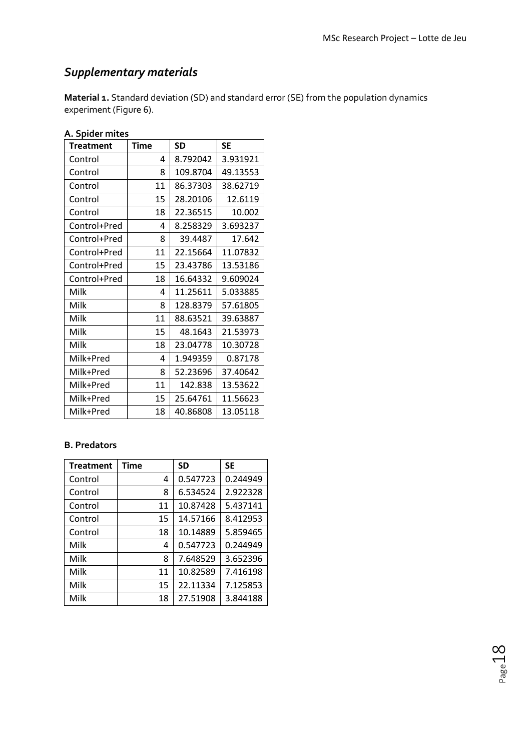## *Supplementary materials*

**Material 1.** Standard deviation (SD) and standard error (SE) from the population dynamics experiment (Figure 6).

**A. Spider mites**

| Treatment | Time | SD | SE |
|---|---|---|---|
| Control | 4 | 8.792042 | 3.931921 |
| Control | 8 | 109.8704 | 49.13553 |
| Control | 11 | 86.37303 | 38.62719 |
| Control | 15 | 28.20106 | 12.6119 |
| Control | 18 | 22.36515 | 10.002 |
| Control+Pred | 4 | 8.258329 | 3.693237 |
| Control+Pred | 8 | 39.4487 | 17.642 |
| Control+Pred | 11 | 22.15664 | 11.07832 |
| Control+Pred | 15 | 23.43786 | 13.53186 |
| Control+Pred | 18 | 16.64332 | 9.609024 |
| Milk | 4 | 11.25611 | 5.033885 |
| Milk | 8 | 128.8379 | 57.61805 |
| Milk | 11 | 88.63521 | 39.63887 |
| Milk | 15 | 48.1643 | 21.53973 |
| Milk | 18 | 23.04778 | 10.30728 |
| Milk+Pred | 4 | 1.949359 | 0.87178 |
| Milk+Pred | 8 | 52.23696 | 37.40642 |
| Milk+Pred | 11 | 142.838 | 13.53622 |
| Milk+Pred | 15 | 25.64761 | 11.56623 |
| Milk+Pred | 18 | 40.86808 | 13.05118 |

**B. Predators**

| Treatment | Time | SD | SE |
|---|---|---|---|
| Control | 4 | 0.547723 | 0.244949 |
| Control | 8 | 6.534524 | 2.922328 |
| Control | 11 | 10.87428 | 5.437141 |
| Control | 15 | 14.57166 | 8.412953 |
| Control | 18 | 10.14889 | 5.859465 |
| Milk | 4 | 0.547723 | 0.244949 |
| Milk | 8 | 7.648529 | 3.652396 |
| Milk | 11 | 10.82589 | 7.416198 |
| Milk | 15 | 22.11334 | 7.125853 |
| Milk | 18 | 27.51908 | 3.844188 |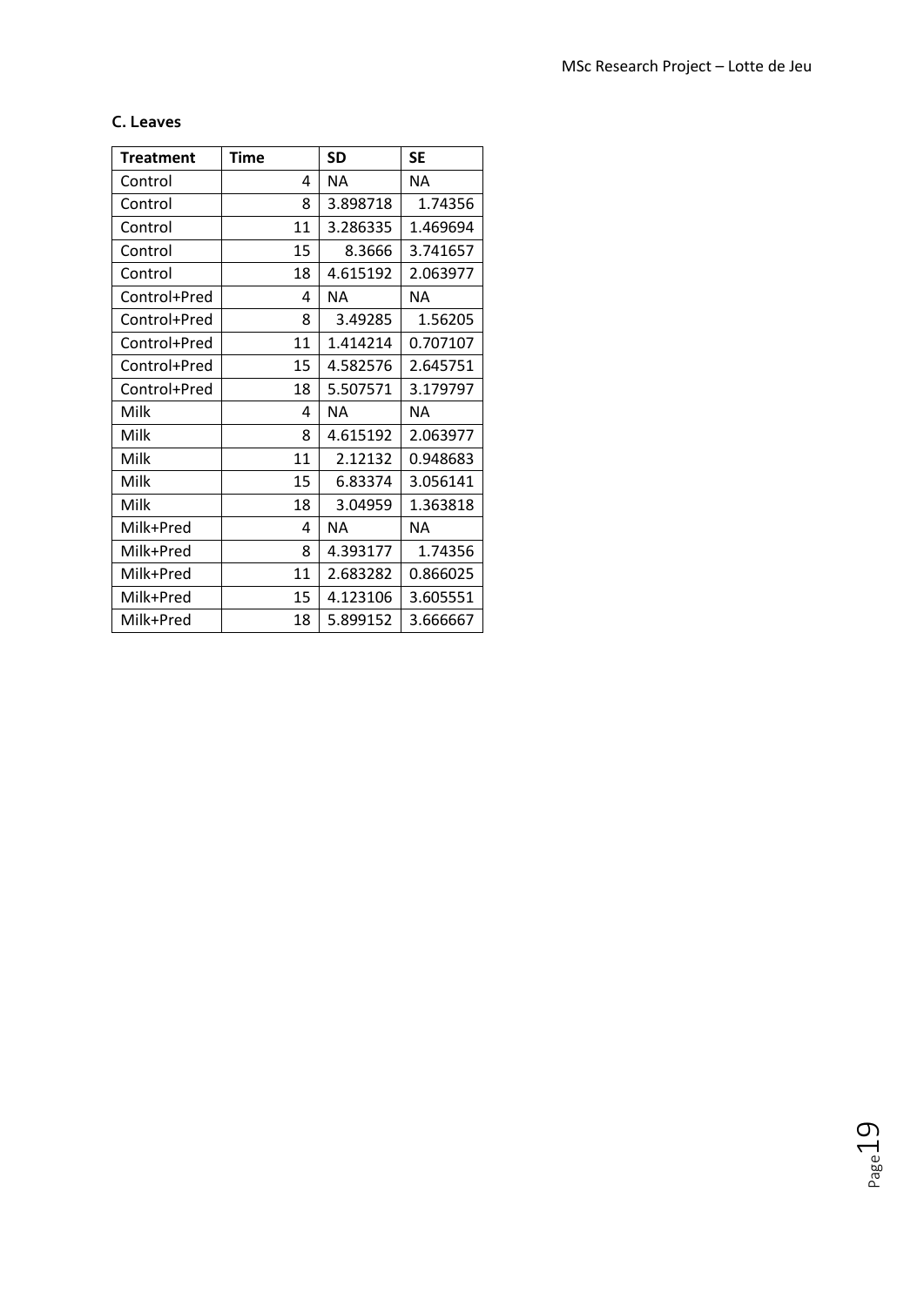**C. Leaves**

| Treatment | Time | SD | SE |
|---|---|---|---|
| Control | 4 | NA | NA |
| Control | 8 | 3.898718 | 1.74356 |
| Control | 11 | 3.286335 | 1.469694 |
| Control | 15 | 8.3666 | 3.741657 |
| Control | 18 | 4.615192 | 2.063977 |
| Control+Pred | 4 | NA | NA |
| Control+Pred | 8 | 3.49285 | 1.56205 |
| Control+Pred | 11 | 1.414214 | 0.707107 |
| Control+Pred | 15 | 4.582576 | 2.645751 |
| Control+Pred | 18 | 5.507571 | 3.179797 |
| Milk | 4 | NA | NA |
| Milk | 8 | 4.615192 | 2.063977 |
| Milk | 11 | 2.12132 | 0.948683 |
| Milk | 15 | 6.83374 | 3.056141 |
| Milk | 18 | 3.04959 | 1.363818 |
| Milk+Pred | 4 | NA | NA |
| Milk+Pred | 8 | 4.393177 | 1.74356 |
| Milk+Pred | 11 | 2.683282 | 0.866025 |
| Milk+Pred | 15 | 4.123106 | 3.605551 |
| Milk+Pred | 18 | 5.899152 | 3.666667 |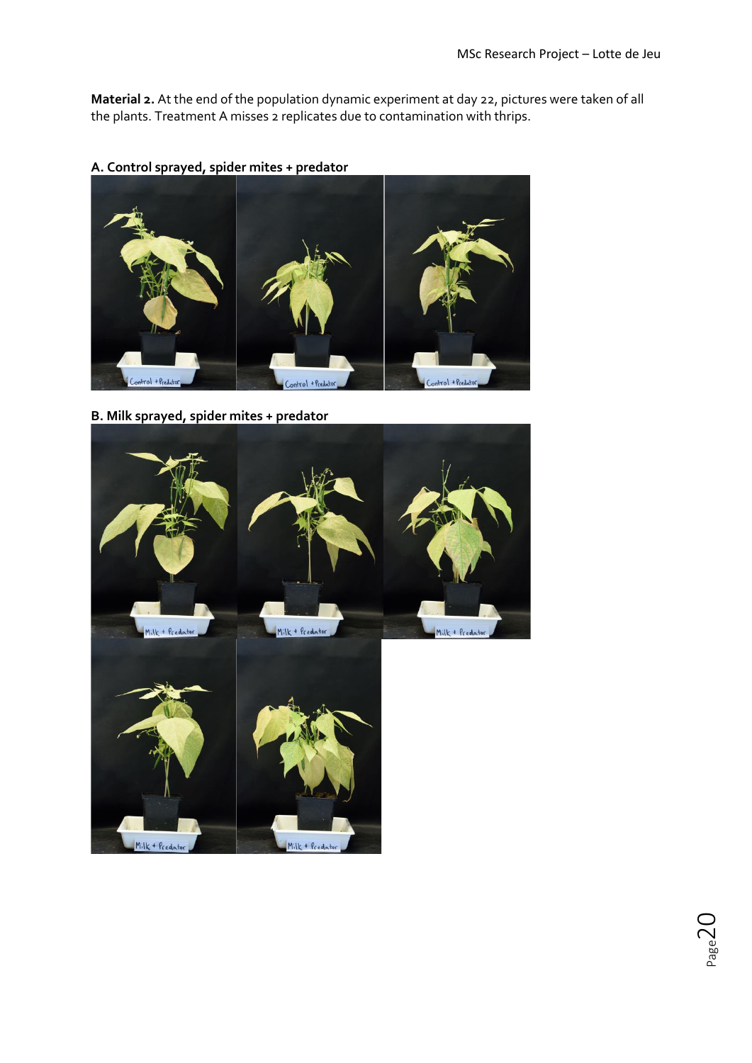**Material 2.** At the end of the population dynamic experiment at day 22, pictures were taken of all the plants. Treatment A misses 2 replicates due to contamination with thrips.

**A. Control sprayed, spider mites + predator**

**B. Milk sprayed, spider mites + predator**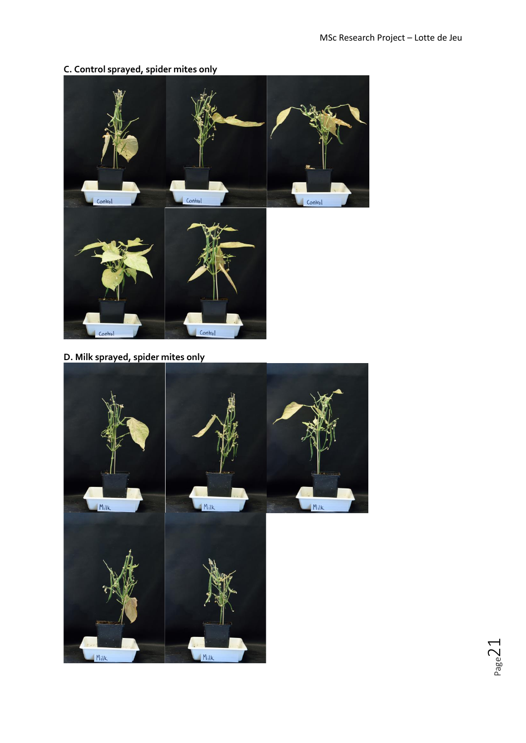**C. Control sprayed, spider mites only**

**D. Milk sprayed, spider mites only**